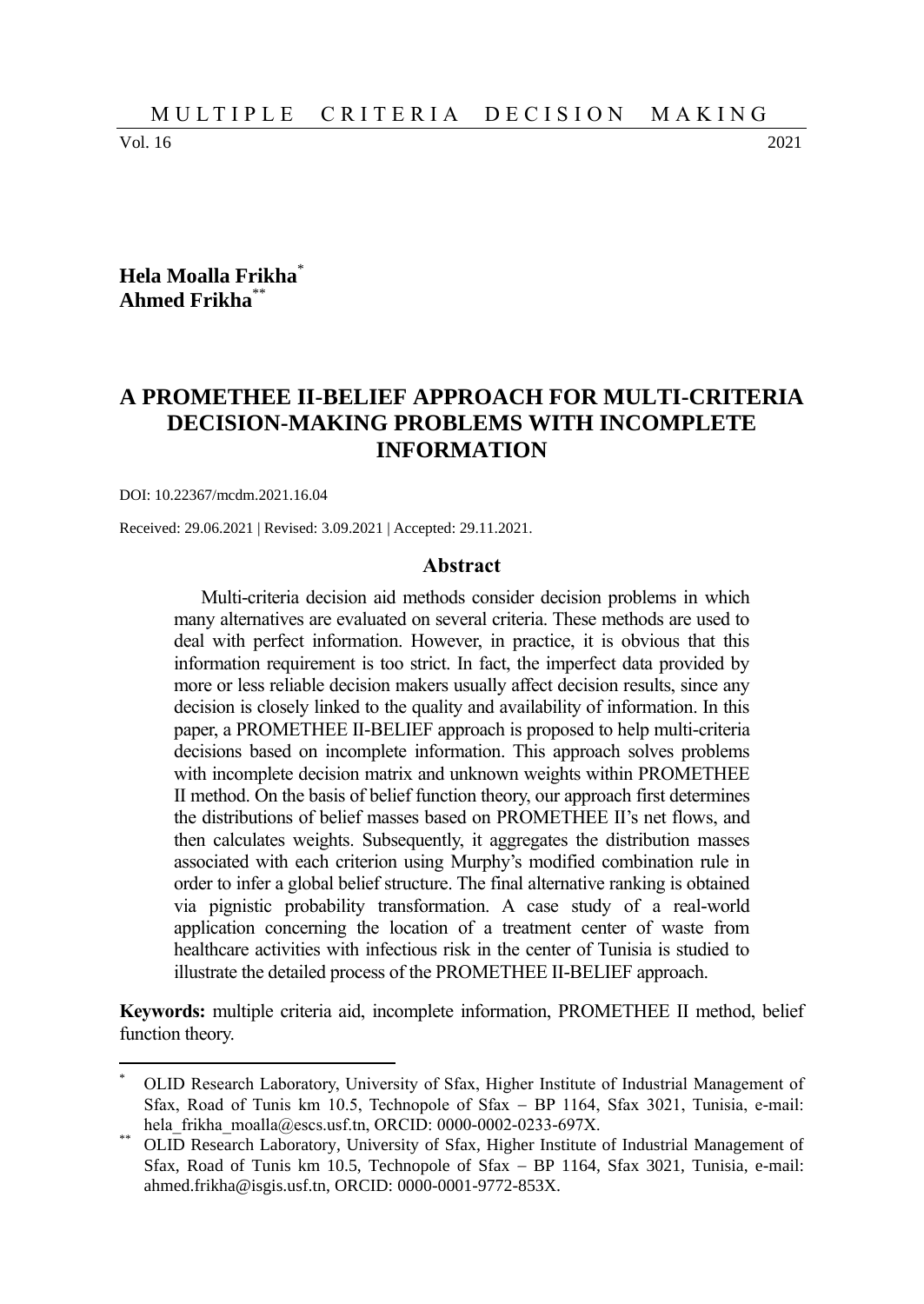**Hela Moalla Frikha**[*]
**Ahmed Frikha**[**]

# A PROMETHEE II-BELIEF APPROACH FOR MULTI-CRITERIA DECISION-MAKING PROBLEMS WITH INCOMPLETE INFORMATION

DOI: 10.22367/mcdm.2021.16.04

Received: 29.06.2021 | Revised: 3.09.2021 | Accepted: 29.11.2021.

## Abstract

Multi-criteria decision aid methods consider decision problems in which many alternatives are evaluated on several criteria. These methods are used to deal with perfect information. However, in practice, it is obvious that this information requirement is too strict. In fact, the imperfect data provided by more or less reliable decision makers usually affect decision results, since any decision is closely linked to the quality and availability of information. In this paper, a PROMETHEE II-BELIEF approach is proposed to help multi-criteria decisions based on incomplete information. This approach solves problems with incomplete decision matrix and unknown weights within PROMETHEE II method. On the basis of belief function theory, our approach first determines the distributions of belief masses based on PROMETHEE II's net flows, and then calculates weights. Subsequently, it aggregates the distribution masses associated with each criterion using Murphy's modified combination rule in order to infer a global belief structure. The final alternative ranking is obtained via pignistic probability transformation. A case study of a real-world application concerning the location of a treatment center of waste from healthcare activities with infectious risk in the center of Tunisia is studied to illustrate the detailed process of the PROMETHEE II-BELIEF approach.

**Keywords:** multiple criteria aid, incomplete information, PROMETHEE II method, belief function theory.

---

[*] OLID Research Laboratory, University of Sfax, Higher Institute of Industrial Management of Sfax, Road of Tunis km 10.5, Technopole of Sfax – BP 1164, Sfax 3021, Tunisia, e-mail: hela_frikha_moalla@escs.usf.tn, ORCID: 0000-0002-0233-697X.

[**] OLID Research Laboratory, University of Sfax, Higher Institute of Industrial Management of Sfax, Road of Tunis km 10.5, Technopole of Sfax – BP 1164, Sfax 3021, Tunisia, e-mail: ahmed.frikha@isgis.usf.tn, ORCID: 0000-0001-9772-853X.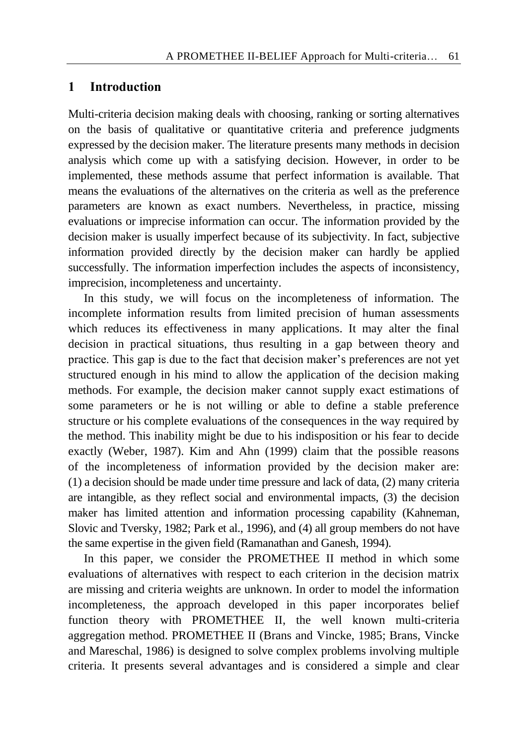## 1 Introduction

Multi-criteria decision making deals with choosing, ranking or sorting alternatives on the basis of qualitative or quantitative criteria and preference judgments expressed by the decision maker. The literature presents many methods in decision analysis which come up with a satisfying decision. However, in order to be implemented, these methods assume that perfect information is available. That means the evaluations of the alternatives on the criteria as well as the preference parameters are known as exact numbers. Nevertheless, in practice, missing evaluations or imprecise information can occur. The information provided by the decision maker is usually imperfect because of its subjectivity. In fact, subjective information provided directly by the decision maker can hardly be applied successfully. The information imperfection includes the aspects of inconsistency, imprecision, incompleteness and uncertainty.

In this study, we will focus on the incompleteness of information. The incomplete information results from limited precision of human assessments which reduces its effectiveness in many applications. It may alter the final decision in practical situations, thus resulting in a gap between theory and practice. This gap is due to the fact that decision maker's preferences are not yet structured enough in his mind to allow the application of the decision making methods. For example, the decision maker cannot supply exact estimations of some parameters or he is not willing or able to define a stable preference structure or his complete evaluations of the consequences in the way required by the method. This inability might be due to his indisposition or his fear to decide exactly (Weber, 1987). Kim and Ahn (1999) claim that the possible reasons of the incompleteness of information provided by the decision maker are: (1) a decision should be made under time pressure and lack of data, (2) many criteria are intangible, as they reflect social and environmental impacts, (3) the decision maker has limited attention and information processing capability (Kahneman, Slovic and Tversky, 1982; Park et al., 1996), and (4) all group members do not have the same expertise in the given field (Ramanathan and Ganesh, 1994).

In this paper, we consider the PROMETHEE II method in which some evaluations of alternatives with respect to each criterion in the decision matrix are missing and criteria weights are unknown. In order to model the information incompleteness, the approach developed in this paper incorporates belief function theory with PROMETHEE II, the well known multi-criteria aggregation method. PROMETHEE II (Brans and Vincke, 1985; Brans, Vincke and Mareschal, 1986) is designed to solve complex problems involving multiple criteria. It presents several advantages and is considered a simple and clear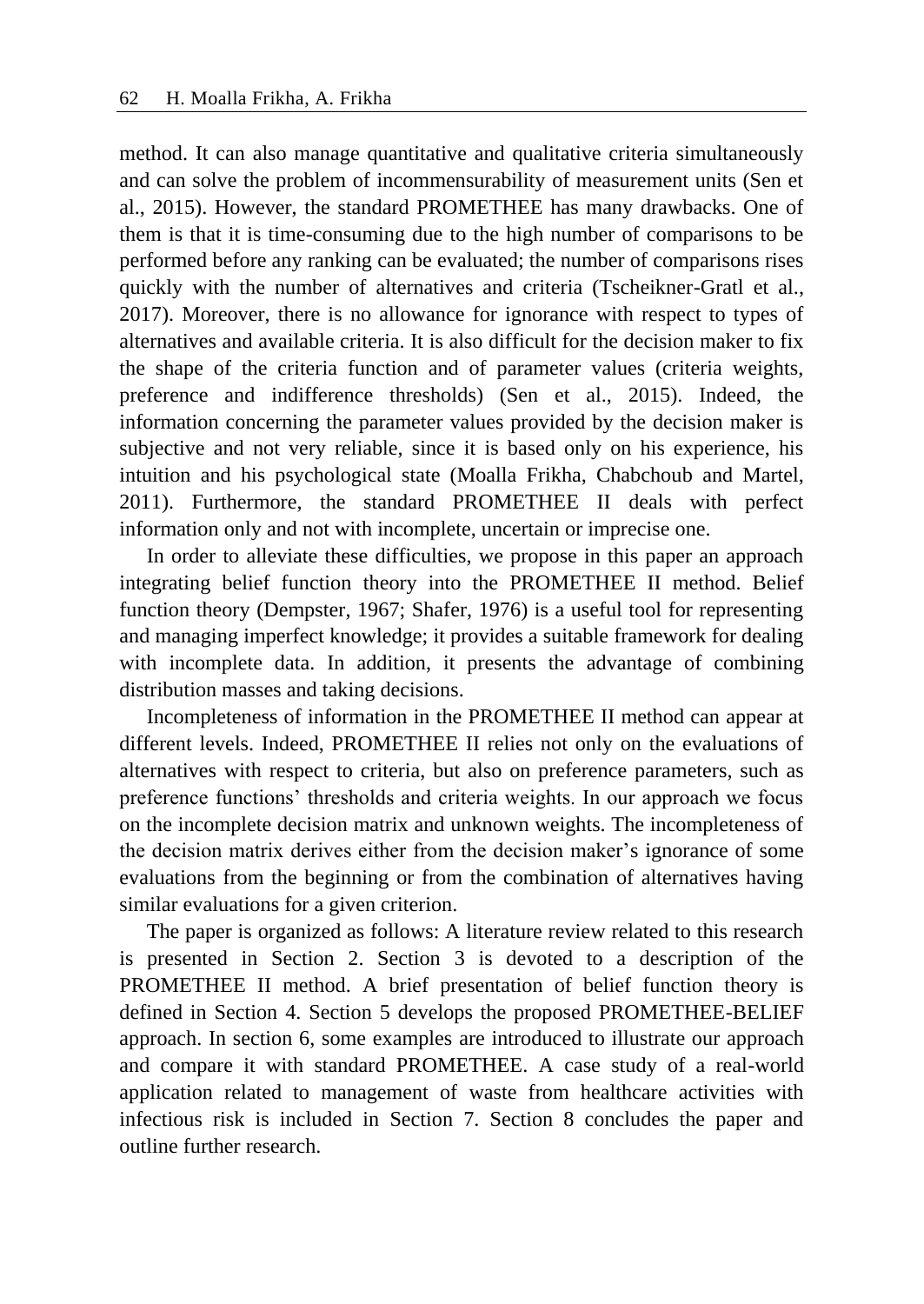method. It can also manage quantitative and qualitative criteria simultaneously and can solve the problem of incommensurability of measurement units (Sen et al., 2015). However, the standard PROMETHEE has many drawbacks. One of them is that it is time-consuming due to the high number of comparisons to be performed before any ranking can be evaluated; the number of comparisons rises quickly with the number of alternatives and criteria (Tscheikner-Gratl et al., 2017). Moreover, there is no allowance for ignorance with respect to types of alternatives and available criteria. It is also difficult for the decision maker to fix the shape of the criteria function and of parameter values (criteria weights, preference and indifference thresholds) (Sen et al., 2015). Indeed, the information concerning the parameter values provided by the decision maker is subjective and not very reliable, since it is based only on his experience, his intuition and his psychological state (Moalla Frikha, Chabchoub and Martel, 2011). Furthermore, the standard PROMETHEE II deals with perfect information only and not with incomplete, uncertain or imprecise one.

In order to alleviate these difficulties, we propose in this paper an approach integrating belief function theory into the PROMETHEE II method. Belief function theory (Dempster, 1967; Shafer, 1976) is a useful tool for representing and managing imperfect knowledge; it provides a suitable framework for dealing with incomplete data. In addition, it presents the advantage of combining distribution masses and taking decisions.

Incompleteness of information in the PROMETHEE II method can appear at different levels. Indeed, PROMETHEE II relies not only on the evaluations of alternatives with respect to criteria, but also on preference parameters, such as preference functions' thresholds and criteria weights. In our approach we focus on the incomplete decision matrix and unknown weights. The incompleteness of the decision matrix derives either from the decision maker's ignorance of some evaluations from the beginning or from the combination of alternatives having similar evaluations for a given criterion.

The paper is organized as follows: A literature review related to this research is presented in Section 2. Section 3 is devoted to a description of the PROMETHEE II method. A brief presentation of belief function theory is defined in Section 4. Section 5 develops the proposed PROMETHEE-BELIEF approach. In section 6, some examples are introduced to illustrate our approach and compare it with standard PROMETHEE. A case study of a real-world application related to management of waste from healthcare activities with infectious risk is included in Section 7. Section 8 concludes the paper and outline further research.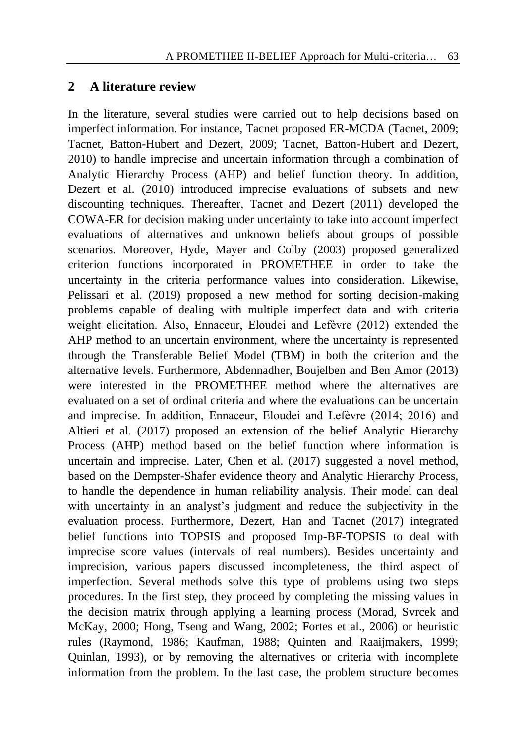## 2 A literature review

In the literature, several studies were carried out to help decisions based on imperfect information. For instance, Tacnet proposed ER-MCDA (Tacnet, 2009; Tacnet, Batton-Hubert and Dezert, 2009; Tacnet, Batton-Hubert and Dezert, 2010) to handle imprecise and uncertain information through a combination of Analytic Hierarchy Process (AHP) and belief function theory. In addition, Dezert et al. (2010) introduced imprecise evaluations of subsets and new discounting techniques. Thereafter, Tacnet and Dezert (2011) developed the COWA-ER for decision making under uncertainty to take into account imperfect evaluations of alternatives and unknown beliefs about groups of possible scenarios. Moreover, Hyde, Mayer and Colby (2003) proposed generalized criterion functions incorporated in PROMETHEE in order to take the uncertainty in the criteria performance values into consideration. Likewise, Pelissari et al. (2019) proposed a new method for sorting decision-making problems capable of dealing with multiple imperfect data and with criteria weight elicitation. Also, Ennaceur, Eloudei and Lefèvre (2012) extended the AHP method to an uncertain environment, where the uncertainty is represented through the Transferable Belief Model (TBM) in both the criterion and the alternative levels. Furthermore, Abdennadher, Boujelben and Ben Amor (2013) were interested in the PROMETHEE method where the alternatives are evaluated on a set of ordinal criteria and where the evaluations can be uncertain and imprecise. In addition, Ennaceur, Eloudei and Lefèvre (2014; 2016) and Altieri et al. (2017) proposed an extension of the belief Analytic Hierarchy Process (AHP) method based on the belief function where information is uncertain and imprecise. Later, Chen et al. (2017) suggested a novel method, based on the Dempster-Shafer evidence theory and Analytic Hierarchy Process, to handle the dependence in human reliability analysis. Their model can deal with uncertainty in an analyst's judgment and reduce the subjectivity in the evaluation process. Furthermore, Dezert, Han and Tacnet (2017) integrated belief functions into TOPSIS and proposed Imp-BF-TOPSIS to deal with imprecise score values (intervals of real numbers). Besides uncertainty and imprecision, various papers discussed incompleteness, the third aspect of imperfection. Several methods solve this type of problems using two steps procedures. In the first step, they proceed by completing the missing values in the decision matrix through applying a learning process (Morad, Svrcek and McKay, 2000; Hong, Tseng and Wang, 2002; Fortes et al., 2006) or heuristic rules (Raymond, 1986; Kaufman, 1988; Quinten and Raaijmakers, 1999; Quinlan, 1993), or by removing the alternatives or criteria with incomplete information from the problem. In the last case, the problem structure becomes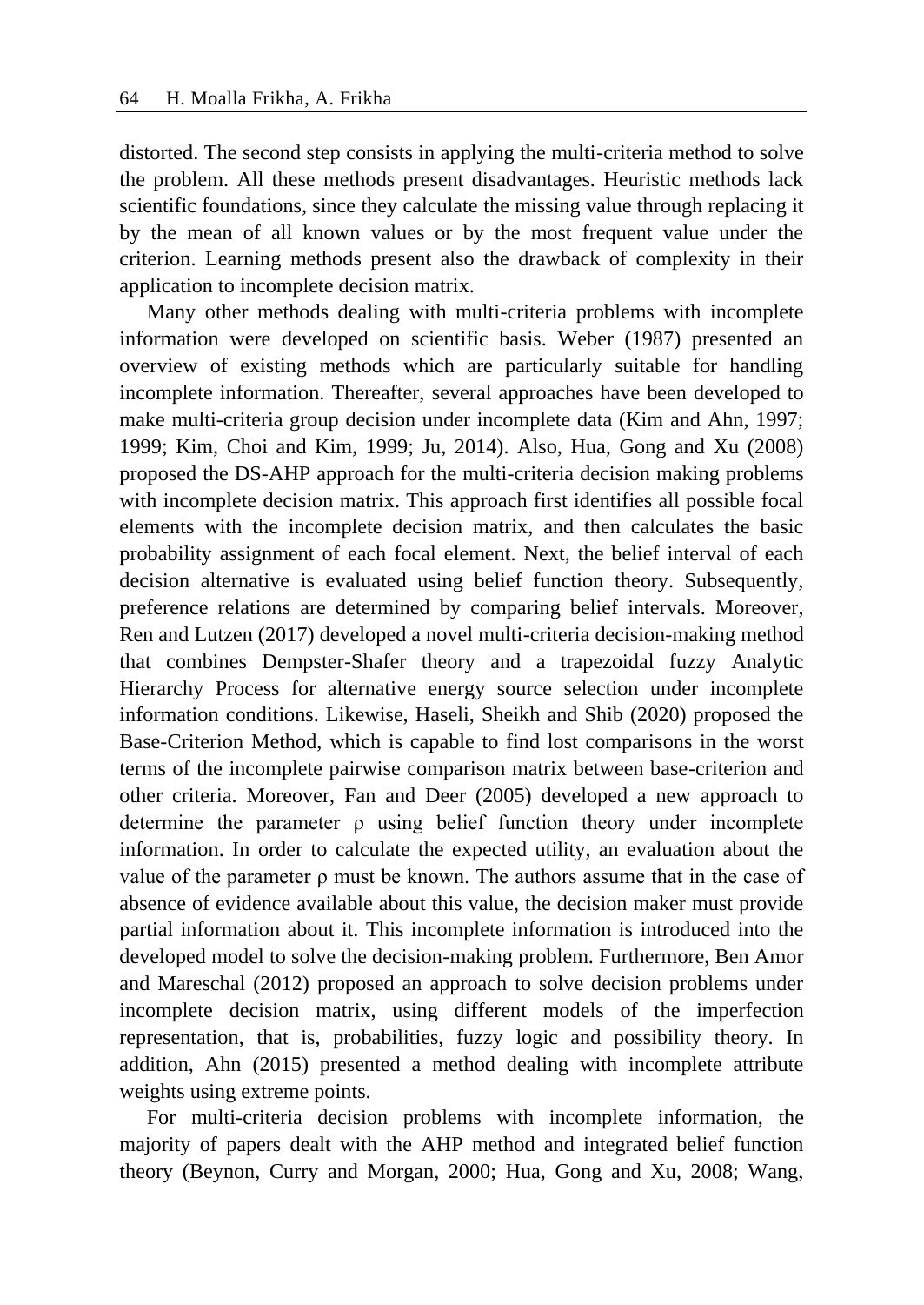distorted. The second step consists in applying the multi-criteria method to solve the problem. All these methods present disadvantages. Heuristic methods lack scientific foundations, since they calculate the missing value through replacing it by the mean of all known values or by the most frequent value under the criterion. Learning methods present also the drawback of complexity in their application to incomplete decision matrix.

Many other methods dealing with multi-criteria problems with incomplete information were developed on scientific basis. Weber (1987) presented an overview of existing methods which are particularly suitable for handling incomplete information. Thereafter, several approaches have been developed to make multi-criteria group decision under incomplete data (Kim and Ahn, 1997; 1999; Kim, Choi and Kim, 1999; Ju, 2014). Also, Hua, Gong and Xu (2008) proposed the DS-AHP approach for the multi-criteria decision making problems with incomplete decision matrix. This approach first identifies all possible focal elements with the incomplete decision matrix, and then calculates the basic probability assignment of each focal element. Next, the belief interval of each decision alternative is evaluated using belief function theory. Subsequently, preference relations are determined by comparing belief intervals. Moreover, Ren and Lutzen (2017) developed a novel multi-criteria decision-making method that combines Dempster-Shafer theory and a trapezoidal fuzzy Analytic Hierarchy Process for alternative energy source selection under incomplete information conditions. Likewise, Haseli, Sheikh and Shib (2020) proposed the Base-Criterion Method, which is capable to find lost comparisons in the worst terms of the incomplete pairwise comparison matrix between base-criterion and other criteria. Moreover, Fan and Deer (2005) developed a new approach to determine the parameter $\rho$ using belief function theory under incomplete information. In order to calculate the expected utility, an evaluation about the value of the parameter $\rho$ must be known. The authors assume that in the case of absence of evidence available about this value, the decision maker must provide partial information about it. This incomplete information is introduced into the developed model to solve the decision-making problem. Furthermore, Ben Amor and Mareschal (2012) proposed an approach to solve decision problems under incomplete decision matrix, using different models of the imperfection representation, that is, probabilities, fuzzy logic and possibility theory. In addition, Ahn (2015) presented a method dealing with incomplete attribute weights using extreme points.

For multi-criteria decision problems with incomplete information, the majority of papers dealt with the AHP method and integrated belief function theory (Beynon, Curry and Morgan, 2000; Hua, Gong and Xu, 2008; Wang,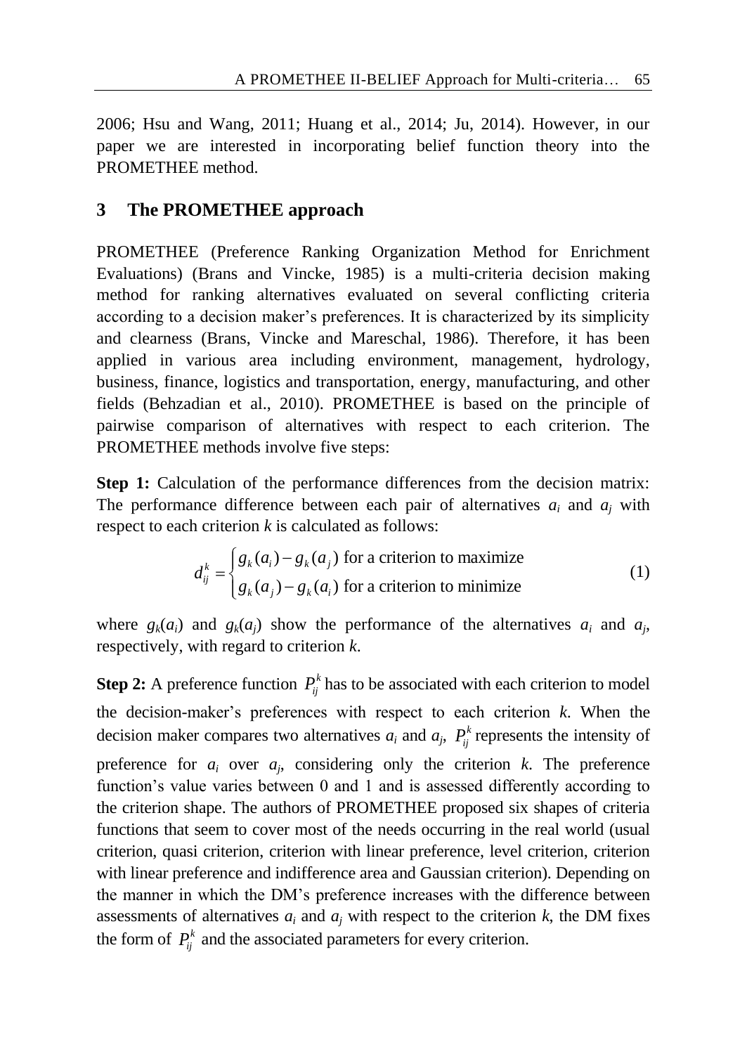2006; Hsu and Wang, 2011; Huang et al., 2014; Ju, 2014). However, in our paper we are interested in incorporating belief function theory into the PROMETHEE method.

## 3 The PROMETHEE approach

PROMETHEE (Preference Ranking Organization Method for Enrichment Evaluations) (Brans and Vincke, 1985) is a multi-criteria decision making method for ranking alternatives evaluated on several conflicting criteria according to a decision maker's preferences. It is characterized by its simplicity and clearness (Brans, Vincke and Mareschal, 1986). Therefore, it has been applied in various area including environment, management, hydrology, business, finance, logistics and transportation, energy, manufacturing, and other fields (Behzadian et al., 2010). PROMETHEE is based on the principle of pairwise comparison of alternatives with respect to each criterion. The PROMETHEE methods involve five steps:

**Step 1:** Calculation of the performance differences from the decision matrix: The performance difference between each pair of alternatives $a_i$ and $a_j$ with respect to each criterion $k$ is calculated as follows:

$$d_{ij}^{k} = \begin{cases} g_k(a_i) - g_k(a_j) \text{ for a criterion to maximize} \\ g_k(a_j) - g_k(a_i) \text{ for a criterion to minimize} \end{cases} \tag{1}$$

where $g_k(a_i)$ and $g_k(a_j)$ show the performance of the alternatives $a_i$ and $a_j$, respectively, with regard to criterion $k$.

**Step 2:** A preference function $P_{ij}^{k}$ has to be associated with each criterion to model the decision-maker's preferences with respect to each criterion $k$. When the decision maker compares two alternatives $a_i$ and $a_j$, $P_{ij}^{k}$ represents the intensity of preference for $a_i$ over $a_j$, considering only the criterion $k$. The preference function's value varies between 0 and 1 and is assessed differently according to the criterion shape. The authors of PROMETHEE proposed six shapes of criteria functions that seem to cover most of the needs occurring in the real world (usual criterion, quasi criterion, criterion with linear preference, level criterion, criterion with linear preference and indifference area and Gaussian criterion). Depending on the manner in which the DM's preference increases with the difference between assessments of alternatives $a_i$ and $a_j$ with respect to the criterion $k$, the DM fixes the form of $P_{ij}^{k}$ and the associated parameters for every criterion.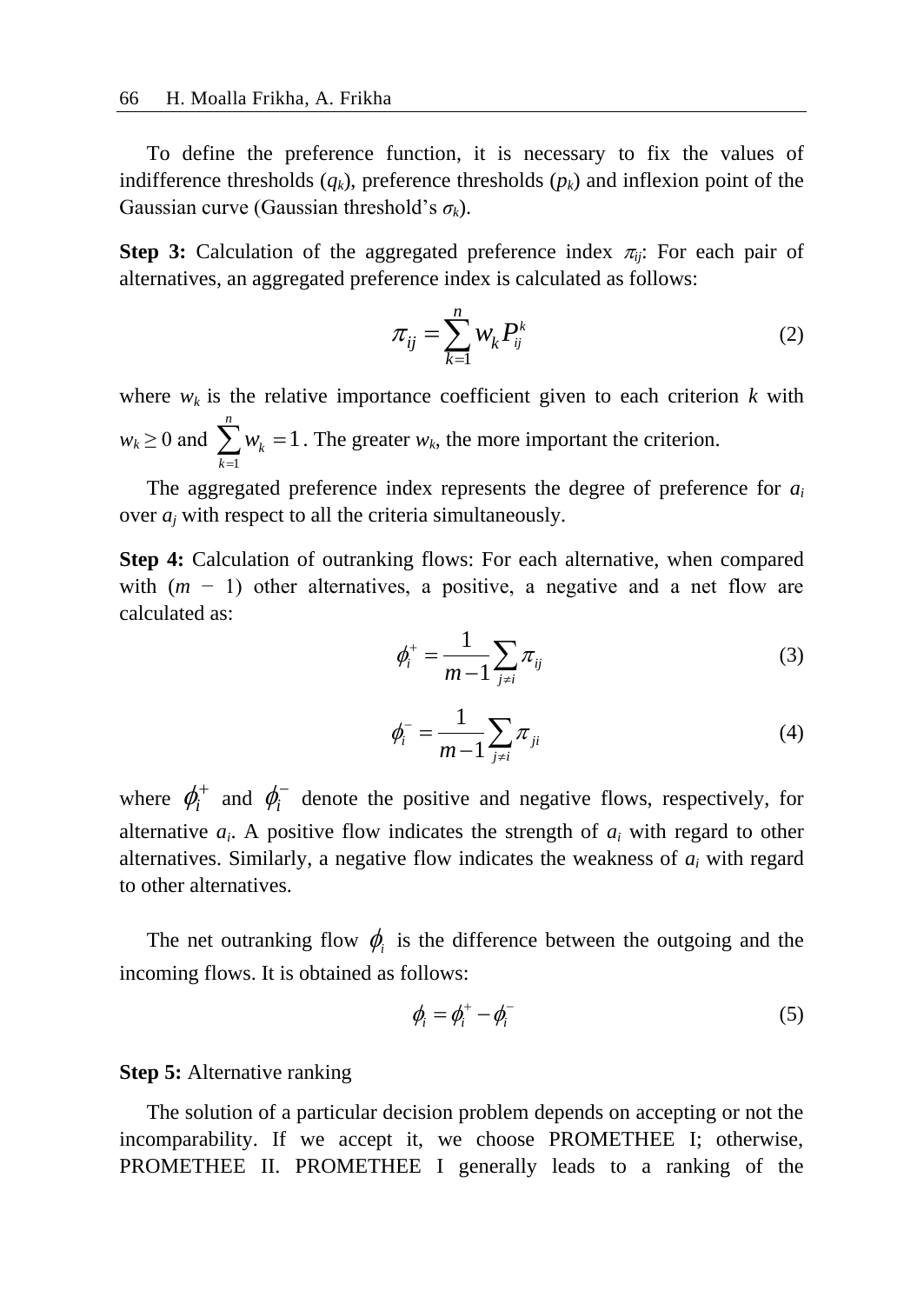To define the preference function, it is necessary to fix the values of indifference thresholds ($q_k$), preference thresholds ($p_k$) and inflexion point of the Gaussian curve (Gaussian threshold's $\sigma_k$).

**Step 3:** Calculation of the aggregated preference index $\pi_{ij}$: For each pair of alternatives, an aggregated preference index is calculated as follows:

$$\pi_{ij} = \sum_{k=1}^{n} w_k P_{ij}^k \tag{2}$$

where $w_k$ is the relative importance coefficient given to each criterion $k$ with $w_k \geq 0$ and $\sum_{k=1}^{n} w_k = 1$. The greater $w_k$, the more important the criterion.

The aggregated preference index represents the degree of preference for $a_i$ over $a_j$ with respect to all the criteria simultaneously.

**Step 4:** Calculation of outranking flows: For each alternative, when compared with $(m - 1)$ other alternatives, a positive, a negative and a net flow are calculated as:

$$\phi_i^+ = \frac{1}{m-1} \sum_{j \neq i} \pi_{ij} \tag{3}$$

$$\phi_i^- = \frac{1}{m-1} \sum_{j \neq i} \pi_{ji} \tag{4}$$

where $\phi_i^+$ and $\phi_i^-$ denote the positive and negative flows, respectively, for alternative $a_i$. A positive flow indicates the strength of $a_i$ with regard to other alternatives. Similarly, a negative flow indicates the weakness of $a_i$ with regard to other alternatives.

The net outranking flow $\phi_i$ is the difference between the outgoing and the incoming flows. It is obtained as follows:

$$\phi_i = \phi_i^+ - \phi_i^- \tag{5}$$

**Step 5:** Alternative ranking

The solution of a particular decision problem depends on accepting or not the incomparability. If we accept it, we choose PROMETHEE I; otherwise, PROMETHEE II. PROMETHEE I generally leads to a ranking of the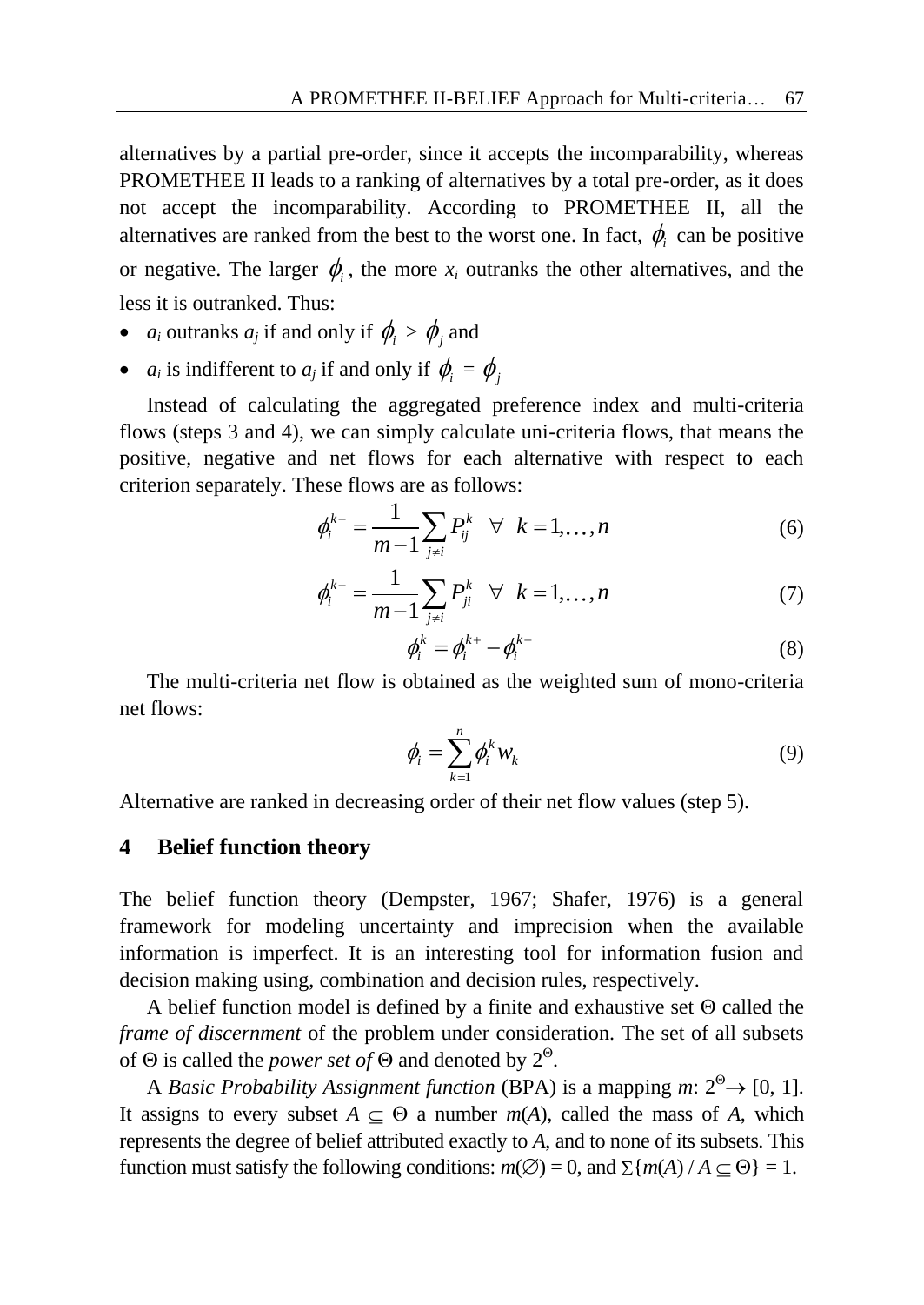alternatives by a partial pre-order, since it accepts the incomparability, whereas PROMETHEE II leads to a ranking of alternatives by a total pre-order, as it does not accept the incomparability. According to PROMETHEE II, all the alternatives are ranked from the best to the worst one. In fact, $\phi_i$ can be positive or negative. The larger $\phi_i$, the more $x_i$ outranks the other alternatives, and the less it is outranked. Thus:

- $a_i$ outranks $a_j$ if and only if $\phi_i > \phi_j$ and
- $a_i$ is indifferent to $a_j$ if and only if $\phi_i = \phi_j$

Instead of calculating the aggregated preference index and multi-criteria flows (steps 3 and 4), we can simply calculate uni-criteria flows, that means the positive, negative and net flows for each alternative with respect to each criterion separately. These flows are as follows:

$$\phi_i^{k+} = \frac{1}{m-1}\sum_{j \neq i} P_{ij}^k \quad \forall \;\; k = 1,\ldots,n \tag{6}$$

$$\phi_i^{k-} = \frac{1}{m-1}\sum_{j \neq i} P_{ji}^k \quad \forall \;\; k = 1,\ldots,n \tag{7}$$

$$\phi_i^k = \phi_i^{k+} - \phi_i^{k-} \tag{8}$$

The multi-criteria net flow is obtained as the weighted sum of mono-criteria net flows:

$$\phi_i = \sum_{k=1}^{n} \phi_i^k w_k \tag{9}$$

Alternative are ranked in decreasing order of their net flow values (step 5).

## 4 Belief function theory

The belief function theory (Dempster, 1967; Shafer, 1976) is a general framework for modeling uncertainty and imprecision when the available information is imperfect. It is an interesting tool for information fusion and decision making using, combination and decision rules, respectively.

A belief function model is defined by a finite and exhaustive set $\Theta$ called the *frame of discernment* of the problem under consideration. The set of all subsets of $\Theta$ is called the *power set of* $\Theta$ and denoted by $2^{\Theta}$.

A *Basic Probability Assignment function* (BPA) is a mapping $m$: $2^{\Theta} \rightarrow [0, 1]$. It assigns to every subset $A \subseteq \Theta$ a number $m(A)$, called the mass of $A$, which represents the degree of belief attributed exactly to $A$, and to none of its subsets. This function must satisfy the following conditions: $m(\emptyset) = 0$, and $\sum\{m(A) / A \subseteq \Theta\} = 1$.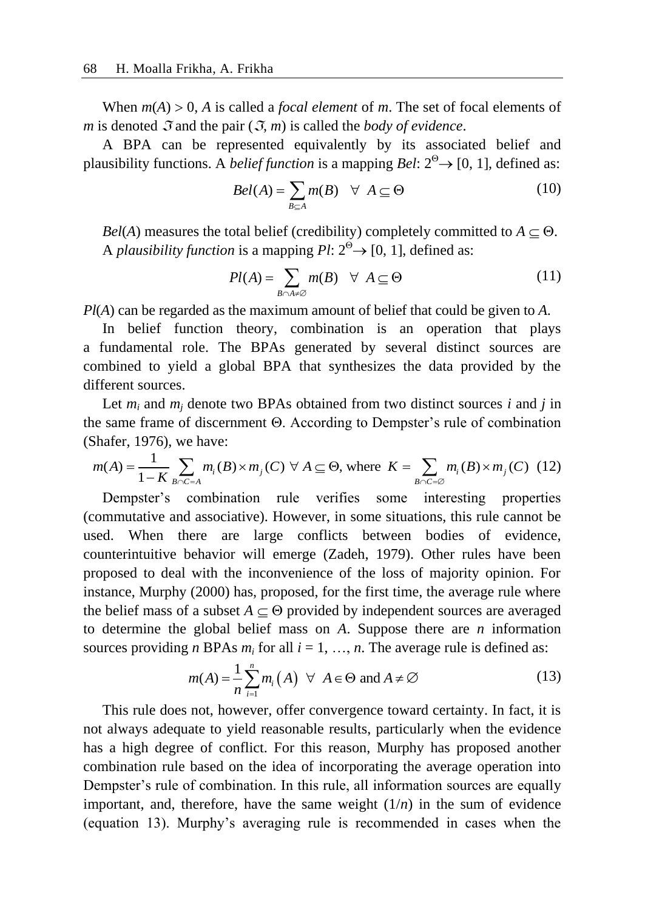When $m(A) > 0$, $A$ is called a *focal element* of $m$. The set of focal elements of $m$ is denoted $\mathfrak{I}$ and the pair $(\mathfrak{I}, m)$ is called the *body of evidence*.

A BPA can be represented equivalently by its associated belief and plausibility functions. A *belief function* is a mapping $Bel$: $2^{\Theta} \rightarrow [0, 1]$, defined as:

$$Bel(A) = \sum_{B \subseteq A} m(B) \quad \forall \ A \subseteq \Theta \tag{10}$$

$Bel(A)$ measures the total belief (credibility) completely committed to $A \subseteq \Theta$.

A *plausibility function* is a mapping $Pl$: $2^{\Theta} \rightarrow [0, 1]$, defined as:

$$Pl(A) = \sum_{B \cap A \neq \varnothing} m(B) \quad \forall \ A \subseteq \Theta \tag{11}$$

$Pl(A)$ can be regarded as the maximum amount of belief that could be given to $A$.

In belief function theory, combination is an operation that plays a fundamental role. The BPAs generated by several distinct sources are combined to yield a global BPA that synthesizes the data provided by the different sources.

Let $m_i$ and $m_j$ denote two BPAs obtained from two distinct sources $i$ and $j$ in the same frame of discernment $\Theta$. According to Dempster's rule of combination (Shafer, 1976), we have:

$$m(A) = \frac{1}{1-K} \sum_{B \cap C = A} m_i(B) \times m_j(C) \ \forall \ A \subseteq \Theta, \text{ where } K = \sum_{B \cap C = \varnothing} m_i(B) \times m_j(C) \tag{12}$$

Dempster's combination rule verifies some interesting properties (commutative and associative). However, in some situations, this rule cannot be used. When there are large conflicts between bodies of evidence, counterintuitive behavior will emerge (Zadeh, 1979). Other rules have been proposed to deal with the inconvenience of the loss of majority opinion. For instance, Murphy (2000) has, proposed, for the first time, the average rule where the belief mass of a subset $A \subseteq \Theta$ provided by independent sources are averaged to determine the global belief mass on $A$. Suppose there are $n$ information sources providing $n$ BPAs $m_i$ for all $i = 1, \ldots, n$. The average rule is defined as:

$$m(A) = \frac{1}{n} \sum_{i=1}^{n} m_i(A) \ \ \forall \ \ A \in \Theta \text{ and } A \neq \varnothing \tag{13}$$

This rule does not, however, offer convergence toward certainty. In fact, it is not always adequate to yield reasonable results, particularly when the evidence has a high degree of conflict. For this reason, Murphy has proposed another combination rule based on the idea of incorporating the average operation into Dempster's rule of combination. In this rule, all information sources are equally important, and, therefore, have the same weight ($1/n$) in the sum of evidence (equation 13). Murphy's averaging rule is recommended in cases when the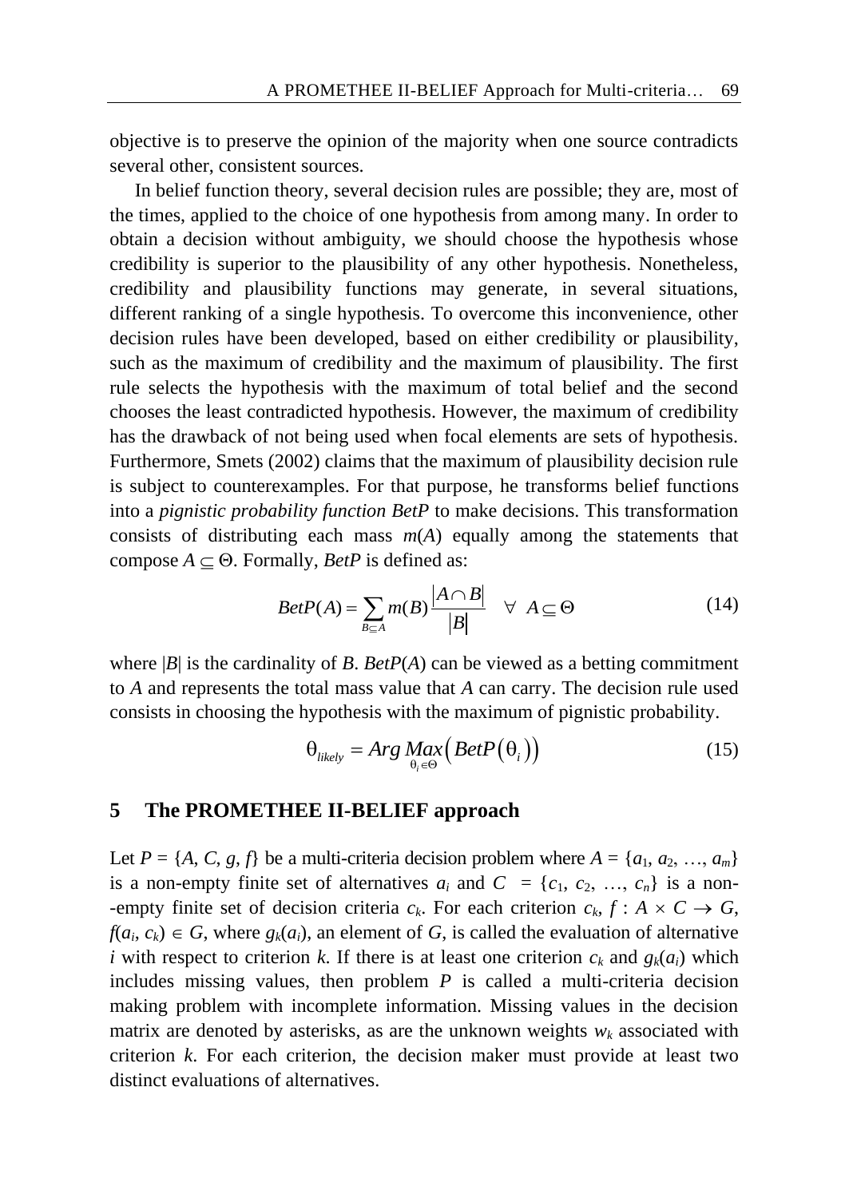objective is to preserve the opinion of the majority when one source contradicts several other, consistent sources.

In belief function theory, several decision rules are possible; they are, most of the times, applied to the choice of one hypothesis from among many. In order to obtain a decision without ambiguity, we should choose the hypothesis whose credibility is superior to the plausibility of any other hypothesis. Nonetheless, credibility and plausibility functions may generate, in several situations, different ranking of a single hypothesis. To overcome this inconvenience, other decision rules have been developed, based on either credibility or plausibility, such as the maximum of credibility and the maximum of plausibility. The first rule selects the hypothesis with the maximum of total belief and the second chooses the least contradicted hypothesis. However, the maximum of credibility has the drawback of not being used when focal elements are sets of hypothesis. Furthermore, Smets (2002) claims that the maximum of plausibility decision rule is subject to counterexamples. For that purpose, he transforms belief functions into a *pignistic probability function BetP* to make decisions. This transformation consists of distributing each mass $m(A)$ equally among the statements that compose $A \subseteq \Theta$. Formally, *BetP* is defined as:

$$BetP(A) = \sum_{B \subseteq A} m(B) \frac{|A \cap B|}{|B|} \quad \forall \ A \subseteq \Theta \tag{14}$$

where $|B|$ is the cardinality of $B$. $BetP(A)$ can be viewed as a betting commitment to $A$ and represents the total mass value that $A$ can carry. The decision rule used consists in choosing the hypothesis with the maximum of pignistic probability.

$$\theta_{likely} = Arg \underset{\theta_i \in \Theta}{Max}\left( BetP\left(\theta_i\right)\right) \tag{15}$$

## 5 The PROMETHEE II-BELIEF approach

Let $P = \{A, C, g, f\}$ be a multi-criteria decision problem where $A = \{a_1, a_2, \ldots, a_m\}$ is a non-empty finite set of alternatives $a_i$ and $C = \{c_1, c_2, \ldots, c_n\}$ is a non--empty finite set of decision criteria $c_k$. For each criterion $c_k$, $f : A \times C \rightarrow G$, $f(a_i, c_k) \in G$, where $g_k(a_i)$, an element of $G$, is called the evaluation of alternative $i$ with respect to criterion $k$. If there is at least one criterion $c_k$ and $g_k(a_i)$ which includes missing values, then problem $P$ is called a multi-criteria decision making problem with incomplete information. Missing values in the decision matrix are denoted by asterisks, as are the unknown weights $w_k$ associated with criterion $k$. For each criterion, the decision maker must provide at least two distinct evaluations of alternatives.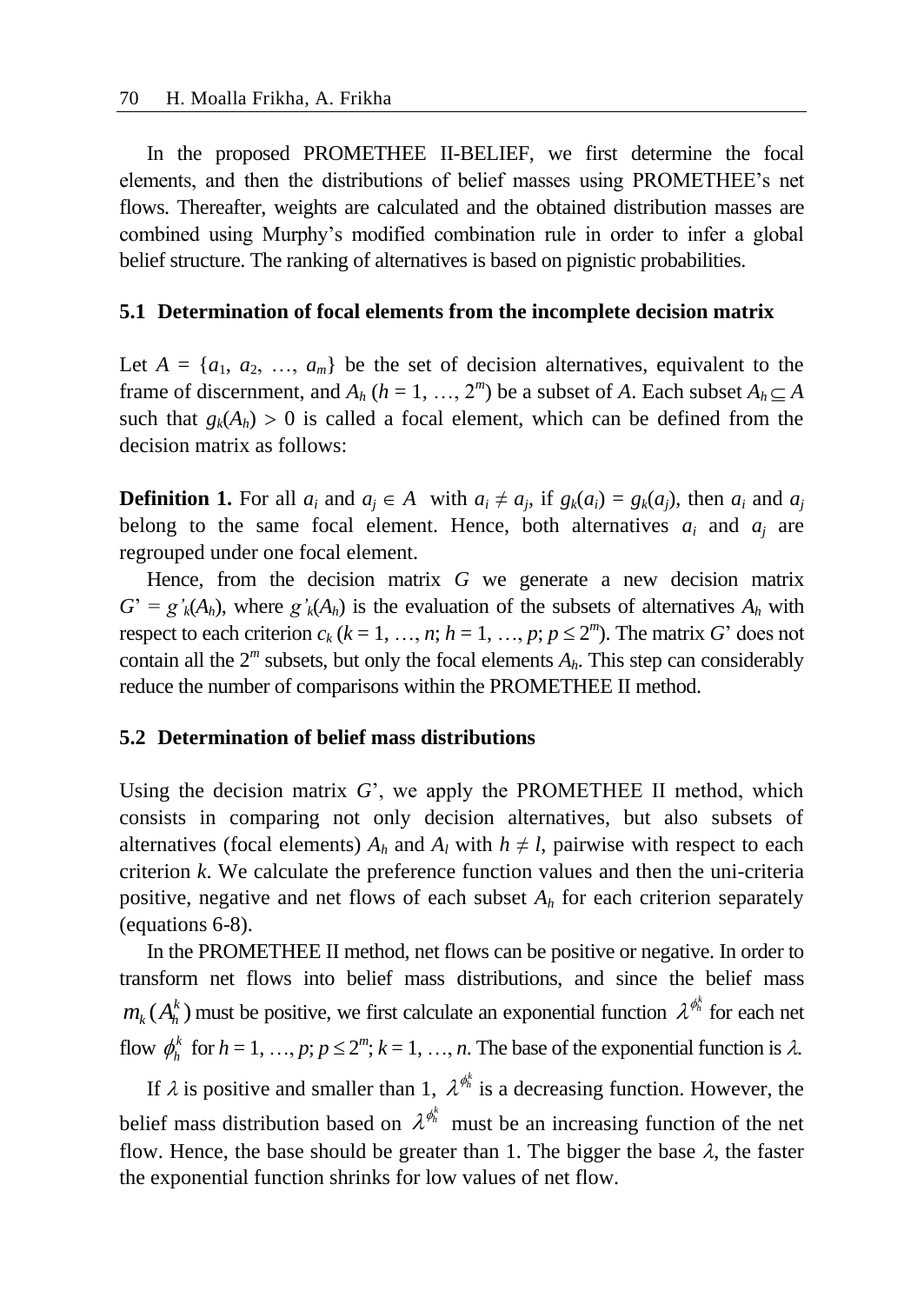In the proposed PROMETHEE II-BELIEF, we first determine the focal elements, and then the distributions of belief masses using PROMETHEE's net flows. Thereafter, weights are calculated and the obtained distribution masses are combined using Murphy's modified combination rule in order to infer a global belief structure. The ranking of alternatives is based on pignistic probabilities.

### 5.1 Determination of focal elements from the incomplete decision matrix

Let $A = \{a_1, a_2, \ldots, a_m\}$ be the set of decision alternatives, equivalent to the frame of discernment, and $A_h$ ($h = 1, \ldots, 2^m$) be a subset of $A$. Each subset $A_h \subseteq A$ such that $g_k(A_h) > 0$ is called a focal element, which can be defined from the decision matrix as follows:

**Definition 1.** For all $a_i$ and $a_j \in A$ with $a_i \neq a_j$, if $g_k(a_i) = g_k(a_j)$, then $a_i$ and $a_j$ belong to the same focal element. Hence, both alternatives $a_i$ and $a_j$ are regrouped under one focal element.

Hence, from the decision matrix $G$ we generate a new decision matrix $G' = g'_k(A_h)$, where $g'_k(A_h)$ is the evaluation of the subsets of alternatives $A_h$ with respect to each criterion $c_k$ ($k = 1, \ldots, n$; $h = 1, \ldots, p$; $p \leq 2^m$). The matrix $G'$ does not contain all the $2^m$ subsets, but only the focal elements $A_h$. This step can considerably reduce the number of comparisons within the PROMETHEE II method.

### 5.2 Determination of belief mass distributions

Using the decision matrix $G'$, we apply the PROMETHEE II method, which consists in comparing not only decision alternatives, but also subsets of alternatives (focal elements) $A_h$ and $A_l$ with $h \neq l$, pairwise with respect to each criterion $k$. We calculate the preference function values and then the uni-criteria positive, negative and net flows of each subset $A_h$ for each criterion separately (equations 6-8).

In the PROMETHEE II method, net flows can be positive or negative. In order to transform net flows into belief mass distributions, and since the belief mass $m_k(A_h^k)$ must be positive, we first calculate an exponential function $\lambda^{\phi_h^k}$ for each net flow $\phi_h^k$ for $h = 1, \ldots, p$; $p \leq 2^m$; $k = 1, \ldots, n$. The base of the exponential function is $\lambda$.

If $\lambda$ is positive and smaller than 1, $\lambda^{\phi_h^k}$ is a decreasing function. However, the belief mass distribution based on $\lambda^{\phi_h^k}$ must be an increasing function of the net flow. Hence, the base should be greater than 1. The bigger the base $\lambda$, the faster the exponential function shrinks for low values of net flow.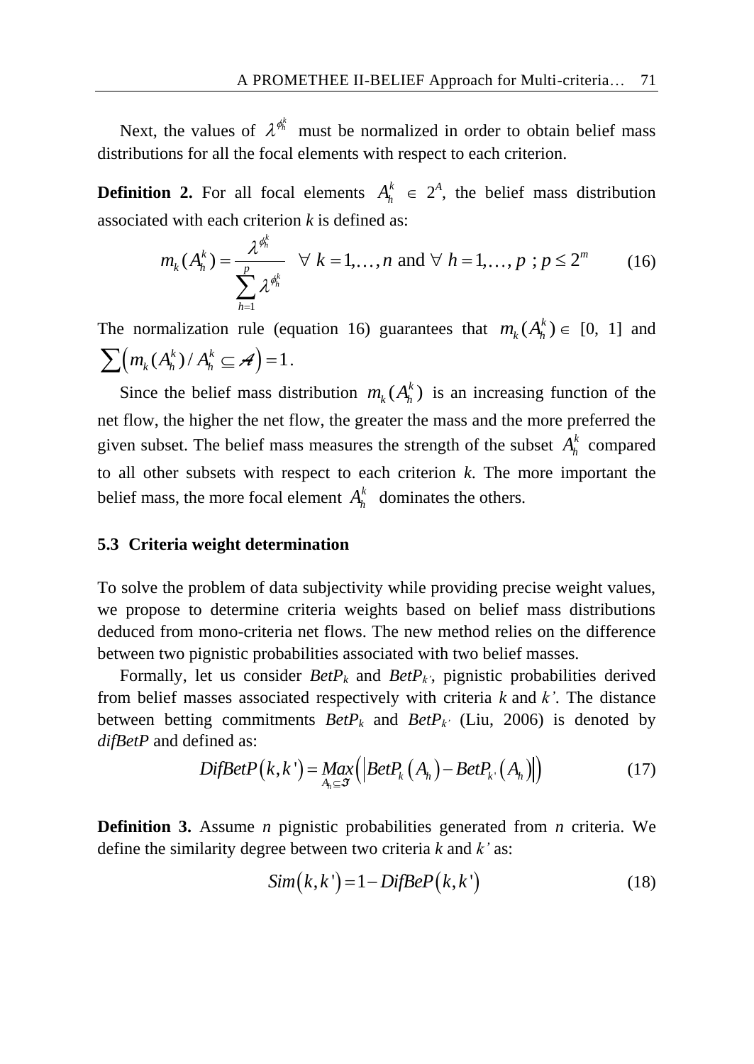Next, the values of $\lambda^{\phi_h^k}$ must be normalized in order to obtain belief mass distributions for all the focal elements with respect to each criterion.

**Definition 2.** For all focal elements $A_h^k \in 2^A$, the belief mass distribution associated with each criterion $k$ is defined as:

$$m_k(A_h^k) = \frac{\lambda^{\phi_h^k}}{\sum_{h=1}^{p} \lambda^{\phi_h^k}} \quad \forall\ k = 1,\ldots,n \text{ and } \forall\ h = 1,\ldots,p\ ;\ p \le 2^m \tag{16}$$

The normalization rule (equation 16) guarantees that $m_k(A_h^k) \in [0, 1]$ and $\sum\left(m_k(A_h^k) / A_h^k \subseteq \mathcal{A}\right) = 1$.

Since the belief mass distribution $m_k(A_h^k)$ is an increasing function of the net flow, the higher the net flow, the greater the mass and the more preferred the given subset. The belief mass measures the strength of the subset $A_h^k$ compared to all other subsets with respect to each criterion $k$. The more important the belief mass, the more focal element $A_h^k$ dominates the others.

### 5.3 Criteria weight determination

To solve the problem of data subjectivity while providing precise weight values, we propose to determine criteria weights based on belief mass distributions deduced from mono-criteria net flows. The new method relies on the difference between two pignistic probabilities associated with two belief masses.

Formally, let us consider $BetP_k$ and $BetP_{k'}$, pignistic probabilities derived from belief masses associated respectively with criteria $k$ and $k'$. The distance between betting commitments $BetP_k$ and $BetP_{k'}$ (Liu, 2006) is denoted by *difBetP* and defined as:

$$DifBetP(k,k') = \underset{A_h \subseteq \mathfrak{I}}{Max}\left(\left|BetP_k(A_h) - BetP_{k'}(A_h)\right|\right) \tag{17}$$

**Definition 3.** Assume $n$ pignistic probabilities generated from $n$ criteria. We define the similarity degree between two criteria $k$ and $k'$ as:

$$Sim(k,k') = 1 - DifBeP(k,k') \tag{18}$$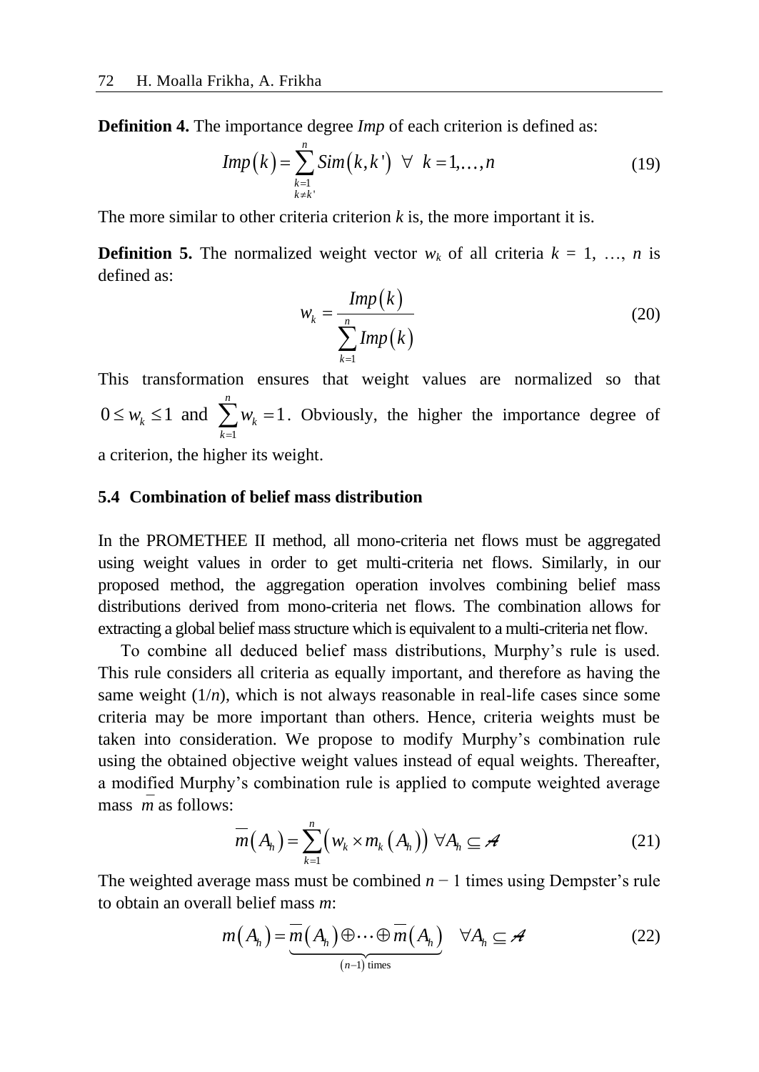**Definition 4.** The importance degree *Imp* of each criterion is defined as:

$$Imp(k) = \sum_{\substack{k=1 \\ k \neq k'}}^{n} Sim(k, k') \;\; \forall \;\; k = 1, \ldots, n \tag{19}$$

The more similar to other criteria criterion $k$ is, the more important it is.

**Definition 5.** The normalized weight vector $w_k$ of all criteria $k = 1, \ldots, n$ is defined as:

$$w_k = \frac{Imp(k)}{\sum_{k=1}^{n} Imp(k)} \tag{20}$$

This transformation ensures that weight values are normalized so that $0 \leq w_k \leq 1$ and $\sum_{k=1}^{n} w_k = 1$. Obviously, the higher the importance degree of a criterion, the higher its weight.

### 5.4 Combination of belief mass distribution

In the PROMETHEE II method, all mono-criteria net flows must be aggregated using weight values in order to get multi-criteria net flows. Similarly, in our proposed method, the aggregation operation involves combining belief mass distributions derived from mono-criteria net flows. The combination allows for extracting a global belief mass structure which is equivalent to a multi-criteria net flow.

To combine all deduced belief mass distributions, Murphy's rule is used. This rule considers all criteria as equally important, and therefore as having the same weight ($1/n$), which is not always reasonable in real-life cases since some criteria may be more important than others. Hence, criteria weights must be taken into consideration. We propose to modify Murphy's combination rule using the obtained objective weight values instead of equal weights. Thereafter, a modified Murphy's combination rule is applied to compute weighted average mass $\overline{m}$ as follows:

$$\overline{m}(A_h) = \sum_{k=1}^{n} \left( w_k \times m_k(A_h) \right) \; \forall A_h \subseteq \mathcal{A} \tag{21}$$

The weighted average mass must be combined $n - 1$ times using Dempster's rule to obtain an overall belief mass $m$:

$$m(A_h) = \underbrace{\overline{m}(A_h) \oplus \cdots \oplus \overline{m}(A_h)}_{(n-1)\text{ times}} \quad \forall A_h \subseteq \mathcal{A} \tag{22}$$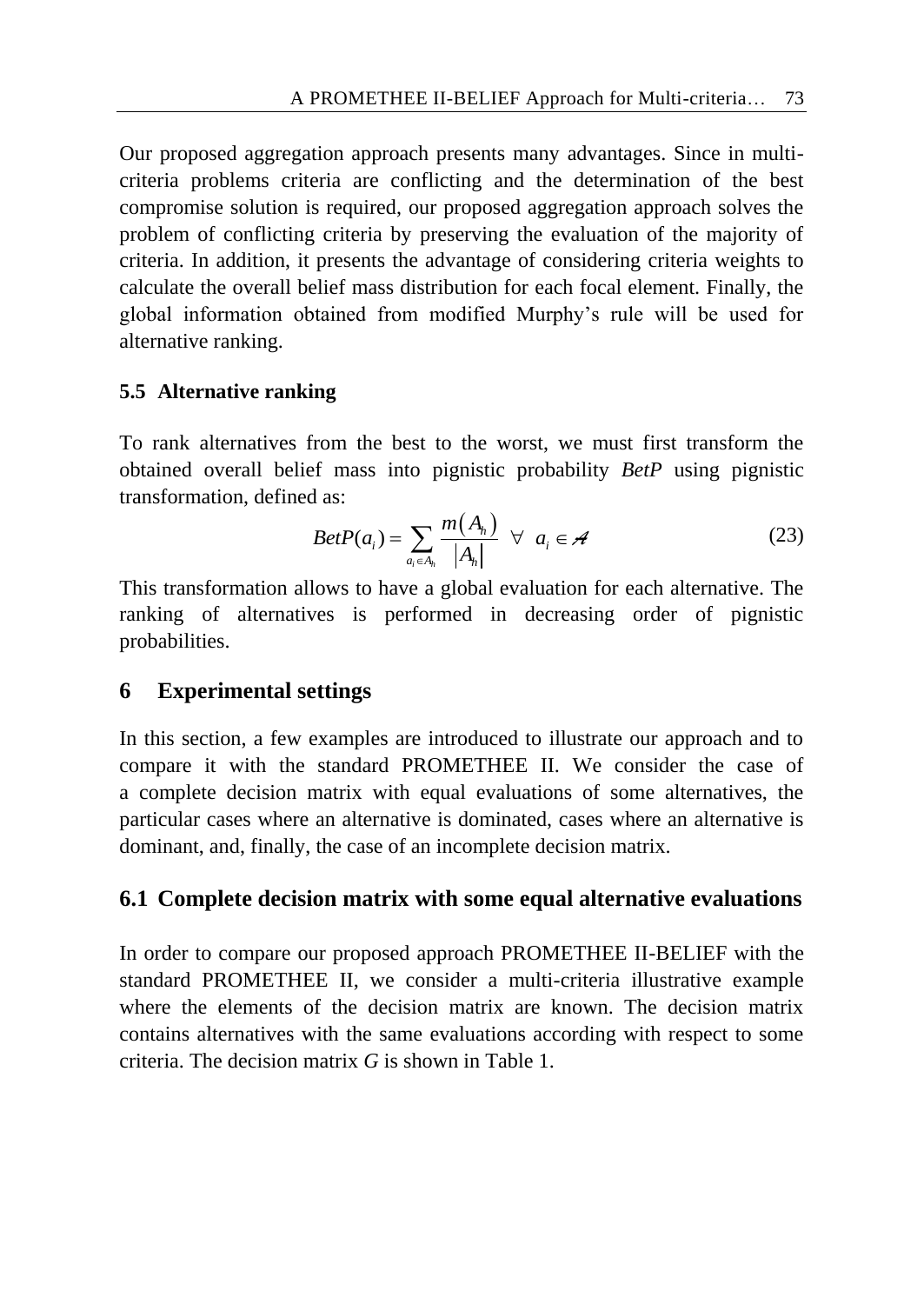Our proposed aggregation approach presents many advantages. Since in multi-criteria problems criteria are conflicting and the determination of the best compromise solution is required, our proposed aggregation approach solves the problem of conflicting criteria by preserving the evaluation of the majority of criteria. In addition, it presents the advantage of considering criteria weights to calculate the overall belief mass distribution for each focal element. Finally, the global information obtained from modified Murphy's rule will be used for alternative ranking.

### 5.5 Alternative ranking

To rank alternatives from the best to the worst, we must first transform the obtained overall belief mass into pignistic probability *BetP* using pignistic transformation, defined as:

$$BetP(a_i) = \sum_{a_i \in A_h} \frac{m(A_h)}{|A_h|} \quad \forall \quad a_i \in \mathcal{A} \tag{23}$$

This transformation allows to have a global evaluation for each alternative. The ranking of alternatives is performed in decreasing order of pignistic probabilities.

## 6 Experimental settings

In this section, a few examples are introduced to illustrate our approach and to compare it with the standard PROMETHEE II. We consider the case of a complete decision matrix with equal evaluations of some alternatives, the particular cases where an alternative is dominated, cases where an alternative is dominant, and, finally, the case of an incomplete decision matrix.

### 6.1 Complete decision matrix with some equal alternative evaluations

In order to compare our proposed approach PROMETHEE II-BELIEF with the standard PROMETHEE II, we consider a multi-criteria illustrative example where the elements of the decision matrix are known. The decision matrix contains alternatives with the same evaluations according with respect to some criteria. The decision matrix *G* is shown in Table 1.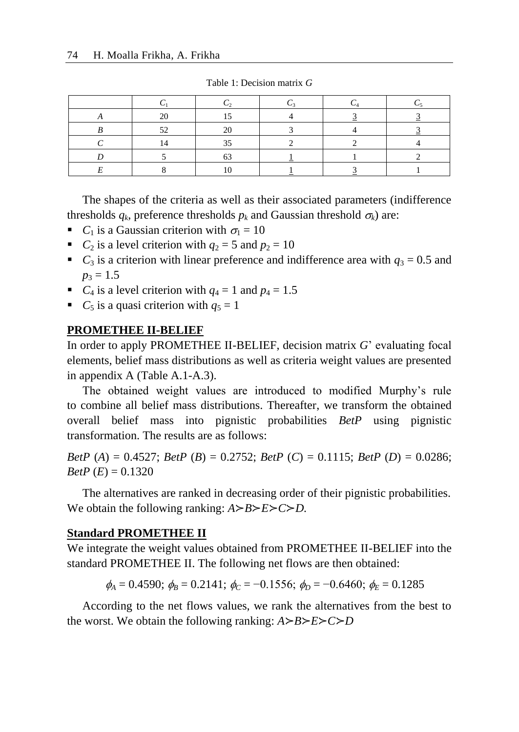Table 1: Decision matrix *G*

| | $C_1$ | $C_2$ | $C_3$ | $C_4$ | $C_5$ |
|---|---|---|---|---|---|
| *A* | 20 | 15 | 4 | <u>3</u> | <u>3</u> |
| *B* | 52 | 20 | 3 | 4 | <u>3</u> |
| *C* | 14 | 35 | 2 | 2 | 4 |
| *D* | 5 | 63 | <u>1</u> | 1 | 2 |
| *E* | 8 | 10 | <u>1</u> | <u>3</u> | 1 |

The shapes of the criteria as well as their associated parameters (indifference thresholds $q_k$, preference thresholds $p_k$ and Gaussian threshold $\sigma_k$) are:

- $C_1$ is a Gaussian criterion with $\sigma_1 = 10$
- $C_2$ is a level criterion with $q_2 = 5$ and $p_2 = 10$
- $C_3$ is a criterion with linear preference and indifference area with $q_3 = 0.5$ and $p_3 = 1.5$
- $C_4$ is a level criterion with $q_4 = 1$ and $p_4 = 1.5$
- $C_5$ is a quasi criterion with $q_5 = 1$

**PROMETHEE II-BELIEF**

In order to apply PROMETHEE II-BELIEF, decision matrix *G*' evaluating focal elements, belief mass distributions as well as criteria weight values are presented in appendix A (Table A.1-A.3).

The obtained weight values are introduced to modified Murphy's rule to combine all belief mass distributions. Thereafter, we transform the obtained overall belief mass into pignistic probabilities *BetP* using pignistic transformation. The results are as follows:

*BetP* (*A*) = 0.4527; *BetP* (*B*) = 0.2752; *BetP* (*C*) = 0.1115; *BetP* (*D*) = 0.0286; *BetP* (*E*) = 0.1320

The alternatives are ranked in decreasing order of their pignistic probabilities. We obtain the following ranking: $A \succ B \succ E \succ C \succ D$.

**Standard PROMETHEE II**

We integrate the weight values obtained from PROMETHEE II-BELIEF into the standard PROMETHEE II. The following net flows are then obtained:

$$\phi_A = 0.4590;\ \phi_B = 0.2141;\ \phi_C = -0.1556;\ \phi_D = -0.6460;\ \phi_E = 0.1285$$

According to the net flows values, we rank the alternatives from the best to the worst. We obtain the following ranking: $A \succ B \succ E \succ C \succ D$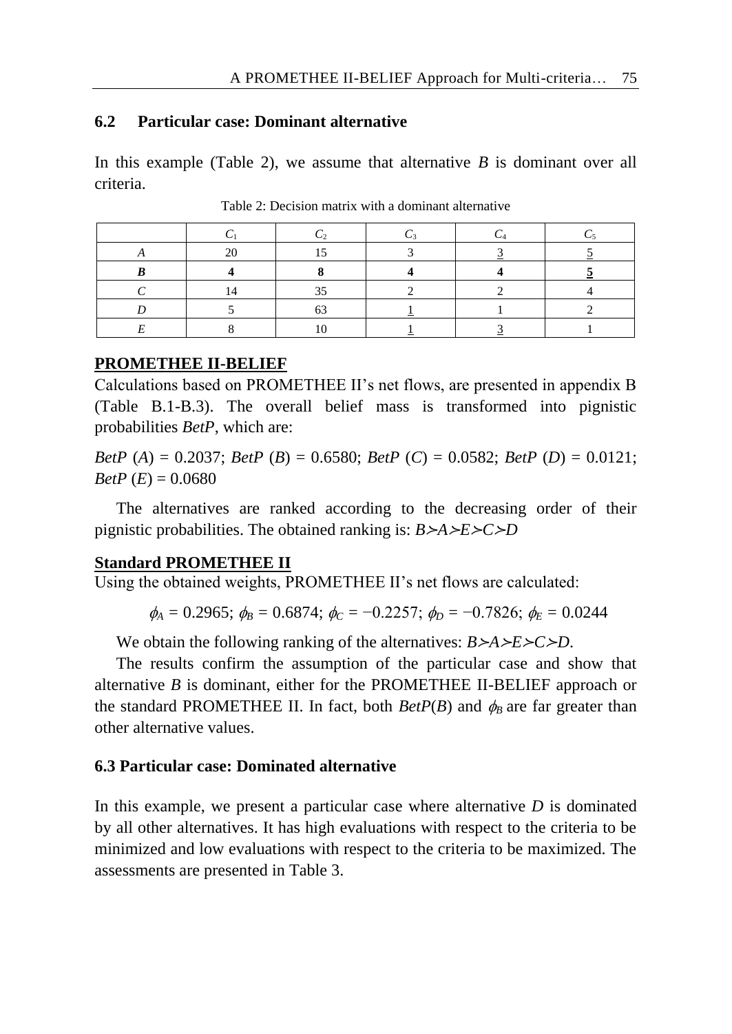### 6.2 Particular case: Dominant alternative

In this example (Table 2), we assume that alternative *B* is dominant over all criteria.

Table 2: Decision matrix with a dominant alternative

| | $C_1$ | $C_2$ | $C_3$ | $C_4$ | $C_5$ |
|---|---|---|---|---|---|
| *A* | 20 | 15 | 3 | <u>3</u> | <u>5</u> |
| ***B*** | **4** | **8** | **4** | **4** | **<u>5</u>** |
| *C* | 14 | 35 | 2 | 2 | 4 |
| *D* | 5 | 63 | <u>1</u> | 1 | 2 |
| *E* | 8 | 10 | <u>1</u> | <u>3</u> | 1 |

**<u>PROMETHEE II-BELIEF</u>**

Calculations based on PROMETHEE II's net flows, are presented in appendix B (Table B.1-B.3). The overall belief mass is transformed into pignistic probabilities *BetP*, which are:

$BetP\ (A) = 0.2037$; $BetP\ (B) = 0.6580$; $BetP\ (C) = 0.0582$; $BetP\ (D) = 0.0121$; $BetP\ (E) = 0.0680$

The alternatives are ranked according to the decreasing order of their pignistic probabilities. The obtained ranking is: $B \succ A \succ E \succ C \succ D$

**<u>Standard PROMETHEE II</u>**

Using the obtained weights, PROMETHEE II's net flows are calculated:

$$\phi_A = 0.2965;\ \phi_B = 0.6874;\ \phi_C = -0.2257;\ \phi_D = -0.7826;\ \phi_E = 0.0244$$

We obtain the following ranking of the alternatives: $B \succ A \succ E \succ C \succ D$.

The results confirm the assumption of the particular case and show that alternative *B* is dominant, either for the PROMETHEE II-BELIEF approach or the standard PROMETHEE II. In fact, both $BetP(B)$ and $\phi_B$ are far greater than other alternative values.

### 6.3 Particular case: Dominated alternative

In this example, we present a particular case where alternative *D* is dominated by all other alternatives. It has high evaluations with respect to the criteria to be minimized and low evaluations with respect to the criteria to be maximized. The assessments are presented in Table 3.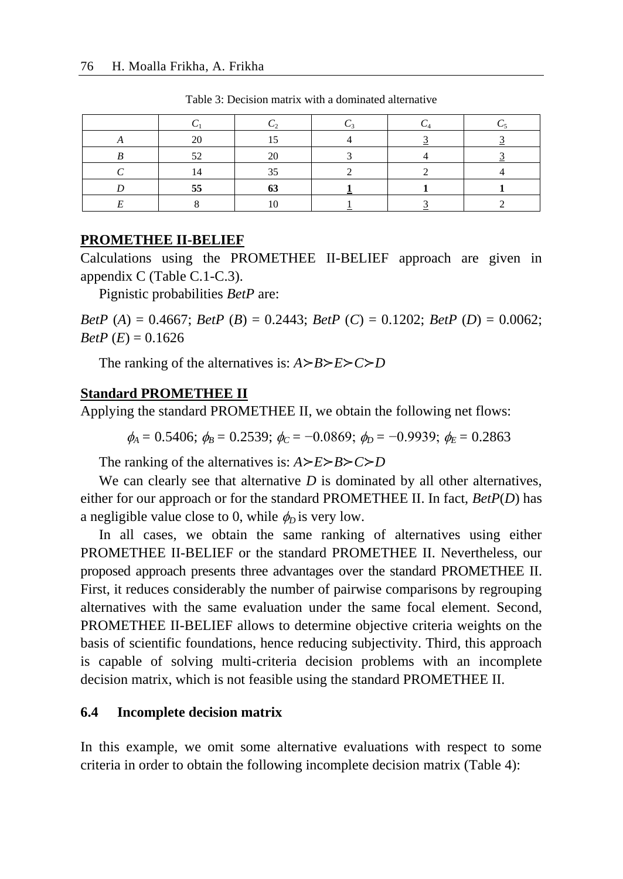Table 3: Decision matrix with a dominated alternative

| | $C_1$ | $C_2$ | $C_3$ | $C_4$ | $C_5$ |
|---|---|---|---|---|---|
| *A* | 20 | 15 | 4 | 3 | 3 |
| *B* | 52 | 20 | 3 | 4 | 3 |
| *C* | 14 | 35 | 2 | 2 | 4 |
| *D* | **55** | **63** | **1** | **1** | **1** |
| *E* | 8 | 10 | 1 | 3 | 2 |

**PROMETHEE II-BELIEF**

Calculations using the PROMETHEE II-BELIEF approach are given in appendix C (Table C.1-C.3).

Pignistic probabilities *BetP* are:

*BetP* (*A*) = 0.4667; *BetP* (*B*) = 0.2443; *BetP* (*C*) = 0.1202; *BetP* (*D*) = 0.0062; *BetP* (*E*) = 0.1626

The ranking of the alternatives is: $A \succ B \succ E \succ C \succ D$

**Standard PROMETHEE II**

Applying the standard PROMETHEE II, we obtain the following net flows:

$\phi_A = 0.5406$; $\phi_B = 0.2539$; $\phi_C = -0.0869$; $\phi_D = -0.9939$; $\phi_E = 0.2863$

The ranking of the alternatives is: $A \succ E \succ B \succ C \succ D$

We can clearly see that alternative *D* is dominated by all other alternatives, either for our approach or for the standard PROMETHEE II. In fact, *BetP*(*D*) has a negligible value close to 0, while $\phi_D$ is very low.

In all cases, we obtain the same ranking of alternatives using either PROMETHEE II-BELIEF or the standard PROMETHEE II. Nevertheless, our proposed approach presents three advantages over the standard PROMETHEE II. First, it reduces considerably the number of pairwise comparisons by regrouping alternatives with the same evaluation under the same focal element. Second, PROMETHEE II-BELIEF allows to determine objective criteria weights on the basis of scientific foundations, hence reducing subjectivity. Third, this approach is capable of solving multi-criteria decision problems with an incomplete decision matrix, which is not feasible using the standard PROMETHEE II.

### 6.4 Incomplete decision matrix

In this example, we omit some alternative evaluations with respect to some criteria in order to obtain the following incomplete decision matrix (Table 4):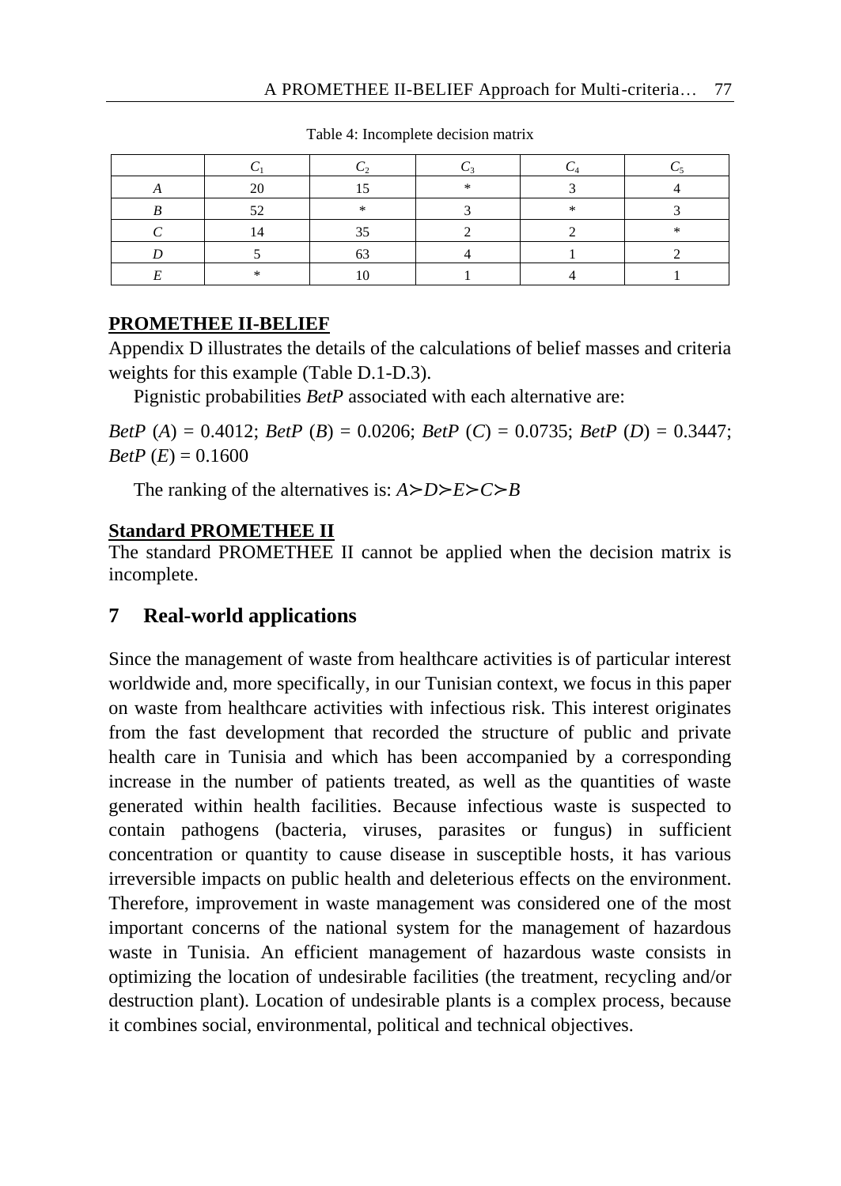Table 4: Incomplete decision matrix

| | $C_1$ | $C_2$ | $C_3$ | $C_4$ | $C_5$ |
|---|---|---|---|---|---|
| *A* | 20 | 15 | * | 3 | 4 |
| *B* | 52 | * | 3 | * | 3 |
| *C* | 14 | 35 | 2 | 2 | * |
| *D* | 5 | 63 | 4 | 1 | 2 |
| *E* | * | 10 | 1 | 4 | 1 |

**PROMETHEE II-BELIEF**

Appendix D illustrates the details of the calculations of belief masses and criteria weights for this example (Table D.1-D.3).

Pignistic probabilities *BetP* associated with each alternative are:

*BetP* (*A*) = 0.4012; *BetP* (*B*) = 0.0206; *BetP* (*C*) = 0.0735; *BetP* (*D*) = 0.3447; *BetP* (*E*) = 0.1600

The ranking of the alternatives is: $A \succ D \succ E \succ C \succ B$

**Standard PROMETHEE II**

The standard PROMETHEE II cannot be applied when the decision matrix is incomplete.

## 7 Real-world applications

Since the management of waste from healthcare activities is of particular interest worldwide and, more specifically, in our Tunisian context, we focus in this paper on waste from healthcare activities with infectious risk. This interest originates from the fast development that recorded the structure of public and private health care in Tunisia and which has been accompanied by a corresponding increase in the number of patients treated, as well as the quantities of waste generated within health facilities. Because infectious waste is suspected to contain pathogens (bacteria, viruses, parasites or fungus) in sufficient concentration or quantity to cause disease in susceptible hosts, it has various irreversible impacts on public health and deleterious effects on the environment. Therefore, improvement in waste management was considered one of the most important concerns of the national system for the management of hazardous waste in Tunisia. An efficient management of hazardous waste consists in optimizing the location of undesirable facilities (the treatment, recycling and/or destruction plant). Location of undesirable plants is a complex process, because it combines social, environmental, political and technical objectives.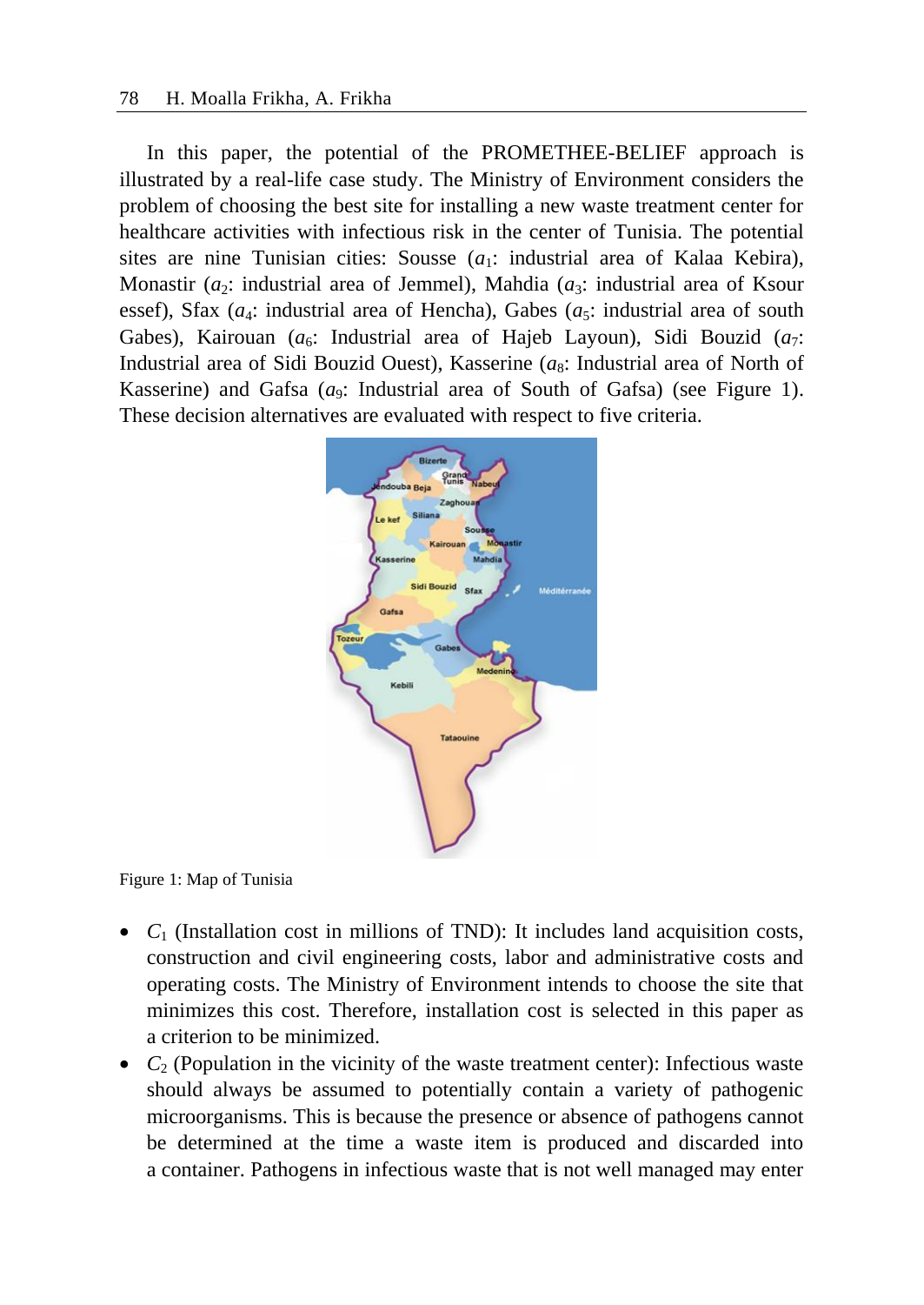In this paper, the potential of the PROMETHEE-BELIEF approach is illustrated by a real-life case study. The Ministry of Environment considers the problem of choosing the best site for installing a new waste treatment center for healthcare activities with infectious risk in the center of Tunisia. The potential sites are nine Tunisian cities: Sousse ($a_1$: industrial area of Kalaa Kebira), Monastir ($a_2$: industrial area of Jemmel), Mahdia ($a_3$: industrial area of Ksour essef), Sfax ($a_4$: industrial area of Hencha), Gabes ($a_5$: industrial area of south Gabes), Kairouan ($a_6$: Industrial area of Hajeb Layoun), Sidi Bouzid ($a_7$: Industrial area of Sidi Bouzid Ouest), Kasserine ($a_8$: Industrial area of North of Kasserine) and Gafsa ($a_9$: Industrial area of South of Gafsa) (see Figure 1). These decision alternatives are evaluated with respect to five criteria.

Figure 1: Map of Tunisia

- $C_1$ (Installation cost in millions of TND): It includes land acquisition costs, construction and civil engineering costs, labor and administrative costs and operating costs. The Ministry of Environment intends to choose the site that minimizes this cost. Therefore, installation cost is selected in this paper as a criterion to be minimized.
- $C_2$ (Population in the vicinity of the waste treatment center): Infectious waste should always be assumed to potentially contain a variety of pathogenic microorganisms. This is because the presence or absence of pathogens cannot be determined at the time a waste item is produced and discarded into a container. Pathogens in infectious waste that is not well managed may enter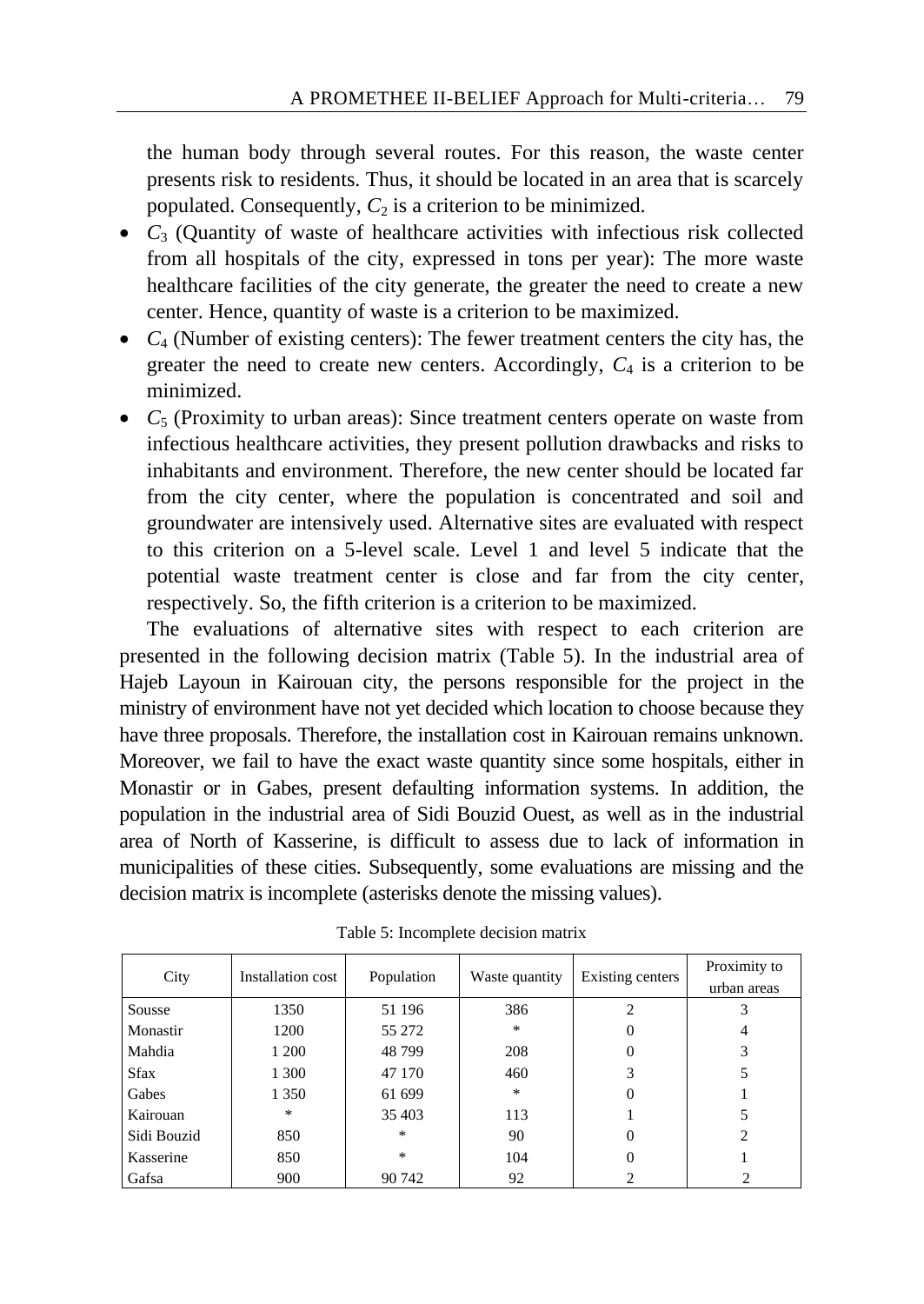the human body through several routes. For this reason, the waste center presents risk to residents. Thus, it should be located in an area that is scarcely populated. Consequently, $C_2$ is a criterion to be minimized.

- $C_3$ (Quantity of waste of healthcare activities with infectious risk collected from all hospitals of the city, expressed in tons per year): The more waste healthcare facilities of the city generate, the greater the need to create a new center. Hence, quantity of waste is a criterion to be maximized.
- $C_4$ (Number of existing centers): The fewer treatment centers the city has, the greater the need to create new centers. Accordingly, $C_4$ is a criterion to be minimized.
- $C_5$ (Proximity to urban areas): Since treatment centers operate on waste from infectious healthcare activities, they present pollution drawbacks and risks to inhabitants and environment. Therefore, the new center should be located far from the city center, where the population is concentrated and soil and groundwater are intensively used. Alternative sites are evaluated with respect to this criterion on a 5-level scale. Level 1 and level 5 indicate that the potential waste treatment center is close and far from the city center, respectively. So, the fifth criterion is a criterion to be maximized.

The evaluations of alternative sites with respect to each criterion are presented in the following decision matrix (Table 5). In the industrial area of Hajeb Layoun in Kairouan city, the persons responsible for the project in the ministry of environment have not yet decided which location to choose because they have three proposals. Therefore, the installation cost in Kairouan remains unknown. Moreover, we fail to have the exact waste quantity since some hospitals, either in Monastir or in Gabes, present defaulting information systems. In addition, the population in the industrial area of Sidi Bouzid Ouest, as well as in the industrial area of North of Kasserine, is difficult to assess due to lack of information in municipalities of these cities. Subsequently, some evaluations are missing and the decision matrix is incomplete (asterisks denote the missing values).

Table 5: Incomplete decision matrix

| City | Installation cost | Population | Waste quantity | Existing centers | Proximity to urban areas |
|---|---|---|---|---|---|
| Sousse | 1350 | 51 196 | 386 | 2 | 3 |
| Monastir | 1200 | 55 272 | * | 0 | 4 |
| Mahdia | 1 200 | 48 799 | 208 | 0 | 3 |
| Sfax | 1 300 | 47 170 | 460 | 3 | 5 |
| Gabes | 1 350 | 61 699 | * | 0 | 1 |
| Kairouan | * | 35 403 | 113 | 1 | 5 |
| Sidi Bouzid | 850 | * | 90 | 0 | 2 |
| Kasserine | 850 | * | 104 | 0 | 1 |
| Gafsa | 900 | 90 742 | 92 | 2 | 2 |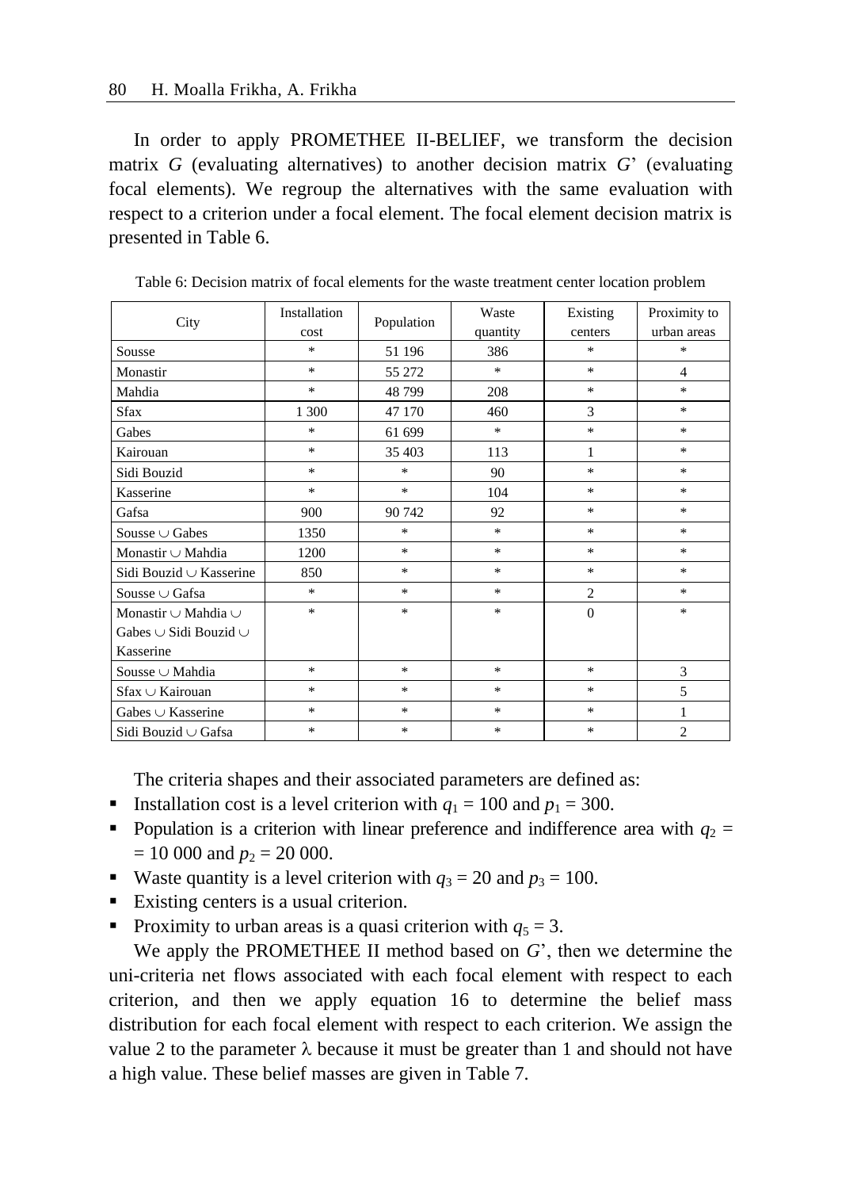In order to apply PROMETHEE II-BELIEF, we transform the decision matrix $G$ (evaluating alternatives) to another decision matrix $G$' (evaluating focal elements). We regroup the alternatives with the same evaluation with respect to a criterion under a focal element. The focal element decision matrix is presented in Table 6.

Table 6: Decision matrix of focal elements for the waste treatment center location problem

| City | Installation cost | Population | Waste quantity | Existing centers | Proximity to urban areas |
|---|---|---|---|---|---|
| Sousse | * | 51 196 | 386 | * | * |
| Monastir | * | 55 272 | * | * | 4 |
| Mahdia | * | 48 799 | 208 | * | * |
| Sfax | 1 300 | 47 170 | 460 | 3 | * |
| Gabes | * | 61 699 | * | * | * |
| Kairouan | * | 35 403 | 113 | 1 | * |
| Sidi Bouzid | * | * | 90 | * | * |
| Kasserine | * | * | 104 | * | * |
| Gafsa | 900 | 90 742 | 92 | * | * |
| Sousse ∪ Gabes | 1350 | * | * | * | * |
| Monastir ∪ Mahdia | 1200 | * | * | * | * |
| Sidi Bouzid ∪ Kasserine | 850 | * | * | * | * |
| Sousse ∪ Gafsa | * | * | * | 2 | * |
| Monastir ∪ Mahdia ∪ Gabes ∪ Sidi Bouzid ∪ Kasserine | * | * | * | 0 | * |
| Sousse ∪ Mahdia | * | * | * | * | 3 |
| Sfax ∪ Kairouan | * | * | * | * | 5 |
| Gabes ∪ Kasserine | * | * | * | * | 1 |
| Sidi Bouzid ∪ Gafsa | * | * | * | * | 2 |

The criteria shapes and their associated parameters are defined as:

- Installation cost is a level criterion with $q_1 = 100$ and $p_1 = 300$.
- Population is a criterion with linear preference and indifference area with $q_2 =$ $= 10\ 000$ and $p_2 = 20\ 000$.
- Waste quantity is a level criterion with $q_3 = 20$ and $p_3 = 100$.
- Existing centers is a usual criterion.
- Proximity to urban areas is a quasi criterion with $q_5 = 3$.

We apply the PROMETHEE II method based on $G$', then we determine the uni-criteria net flows associated with each focal element with respect to each criterion, and then we apply equation 16 to determine the belief mass distribution for each focal element with respect to each criterion. We assign the value 2 to the parameter $\lambda$ because it must be greater than 1 and should not have a high value. These belief masses are given in Table 7.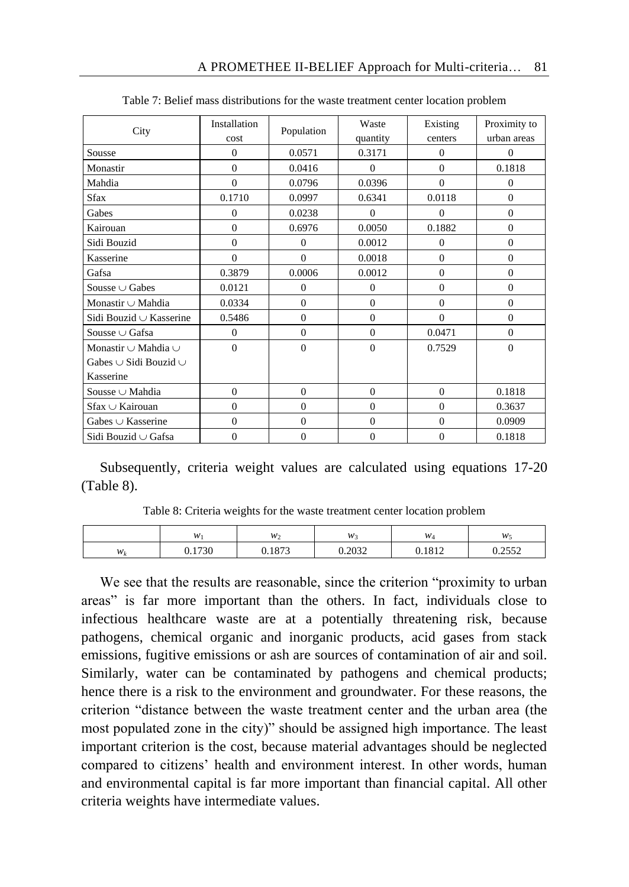Table 7: Belief mass distributions for the waste treatment center location problem

| City | Installation cost | Population | Waste quantity | Existing centers | Proximity to urban areas |
|---|---|---|---|---|---|
| Sousse | 0 | 0.0571 | 0.3171 | 0 | 0 |
| Monastir | 0 | 0.0416 | 0 | 0 | 0.1818 |
| Mahdia | 0 | 0.0796 | 0.0396 | 0 | 0 |
| Sfax | 0.1710 | 0.0997 | 0.6341 | 0.0118 | 0 |
| Gabes | 0 | 0.0238 | 0 | 0 | 0 |
| Kairouan | 0 | 0.6976 | 0.0050 | 0.1882 | 0 |
| Sidi Bouzid | 0 | 0 | 0.0012 | 0 | 0 |
| Kasserine | 0 | 0 | 0.0018 | 0 | 0 |
| Gafsa | 0.3879 | 0.0006 | 0.0012 | 0 | 0 |
| Sousse ∪ Gabes | 0.0121 | 0 | 0 | 0 | 0 |
| Monastir ∪ Mahdia | 0.0334 | 0 | 0 | 0 | 0 |
| Sidi Bouzid ∪ Kasserine | 0.5486 | 0 | 0 | 0 | 0 |
| Sousse ∪ Gafsa | 0 | 0 | 0 | 0.0471 | 0 |
| Monastir ∪ Mahdia ∪ Gabes ∪ Sidi Bouzid ∪ Kasserine | 0 | 0 | 0 | 0.7529 | 0 |
| Sousse ∪ Mahdia | 0 | 0 | 0 | 0 | 0.1818 |
| Sfax ∪ Kairouan | 0 | 0 | 0 | 0 | 0.3637 |
| Gabes ∪ Kasserine | 0 | 0 | 0 | 0 | 0.0909 |
| Sidi Bouzid ∪ Gafsa | 0 | 0 | 0 | 0 | 0.1818 |

Subsequently, criteria weight values are calculated using equations 17-20 (Table 8).

Table 8: Criteria weights for the waste treatment center location problem

| | $w_1$ | $w_2$ | $w_3$ | $w_4$ | $w_5$ |
|---|---|---|---|---|---|
| $w_k$ | 0.1730 | 0.1873 | 0.2032 | 0.1812 | 0.2552 |

We see that the results are reasonable, since the criterion "proximity to urban areas" is far more important than the others. In fact, individuals close to infectious healthcare waste are at a potentially threatening risk, because pathogens, chemical organic and inorganic products, acid gases from stack emissions, fugitive emissions or ash are sources of contamination of air and soil. Similarly, water can be contaminated by pathogens and chemical products; hence there is a risk to the environment and groundwater. For these reasons, the criterion "distance between the waste treatment center and the urban area (the most populated zone in the city)" should be assigned high importance. The least important criterion is the cost, because material advantages should be neglected compared to citizens' health and environment interest. In other words, human and environmental capital is far more important than financial capital. All other criteria weights have intermediate values.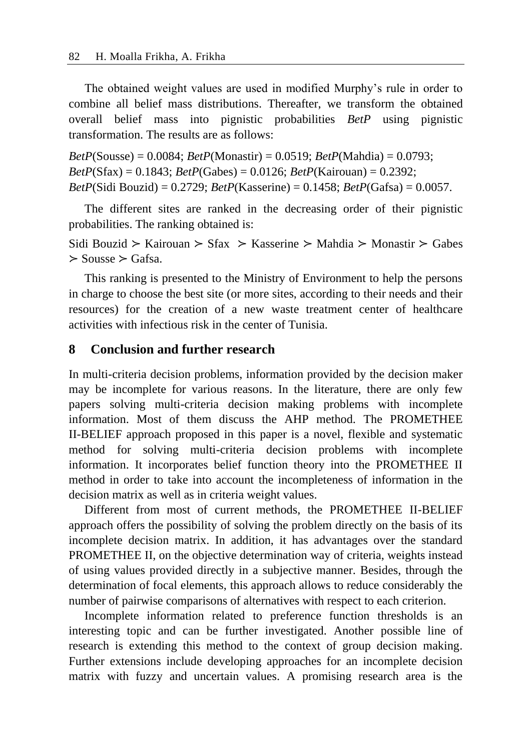The obtained weight values are used in modified Murphy's rule in order to combine all belief mass distributions. Thereafter, we transform the obtained overall belief mass into pignistic probabilities *BetP* using pignistic transformation. The results are as follows:

*BetP*(Sousse) = 0.0084; *BetP*(Monastir) = 0.0519; *BetP*(Mahdia) = 0.0793; *BetP*(Sfax) = 0.1843; *BetP*(Gabes) = 0.0126; *BetP*(Kairouan) = 0.2392; *BetP*(Sidi Bouzid) = 0.2729; *BetP*(Kasserine) = 0.1458; *BetP*(Gafsa) = 0.0057.

The different sites are ranked in the decreasing order of their pignistic probabilities. The ranking obtained is:

Sidi Bouzid ≻ Kairouan ≻ Sfax ≻ Kasserine ≻ Mahdia ≻ Monastir ≻ Gabes ≻ Sousse ≻ Gafsa.

This ranking is presented to the Ministry of Environment to help the persons in charge to choose the best site (or more sites, according to their needs and their resources) for the creation of a new waste treatment center of healthcare activities with infectious risk in the center of Tunisia.

## 8 Conclusion and further research

In multi-criteria decision problems, information provided by the decision maker may be incomplete for various reasons. In the literature, there are only few papers solving multi-criteria decision making problems with incomplete information. Most of them discuss the AHP method. The PROMETHEE II-BELIEF approach proposed in this paper is a novel, flexible and systematic method for solving multi-criteria decision problems with incomplete information. It incorporates belief function theory into the PROMETHEE II method in order to take into account the incompleteness of information in the decision matrix as well as in criteria weight values.

Different from most of current methods, the PROMETHEE II-BELIEF approach offers the possibility of solving the problem directly on the basis of its incomplete decision matrix. In addition, it has advantages over the standard PROMETHEE II, on the objective determination way of criteria, weights instead of using values provided directly in a subjective manner. Besides, through the determination of focal elements, this approach allows to reduce considerably the number of pairwise comparisons of alternatives with respect to each criterion.

Incomplete information related to preference function thresholds is an interesting topic and can be further investigated. Another possible line of research is extending this method to the context of group decision making. Further extensions include developing approaches for an incomplete decision matrix with fuzzy and uncertain values. A promising research area is the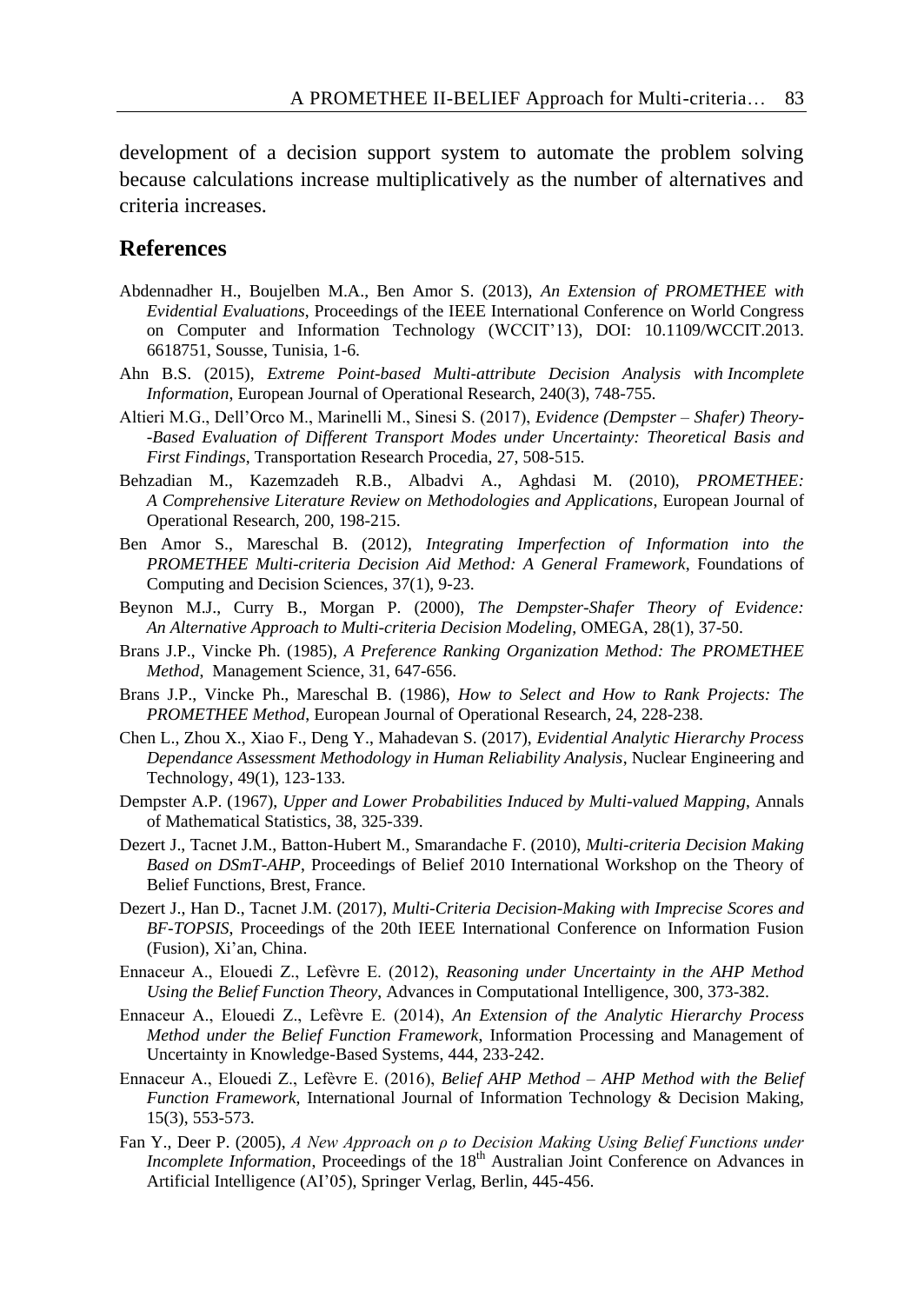development of a decision support system to automate the problem solving because calculations increase multiplicatively as the number of alternatives and criteria increases.

## References

Abdennadher H., Boujelben M.A., Ben Amor S. (2013), *An Extension of PROMETHEE with Evidential Evaluations*, Proceedings of the IEEE International Conference on World Congress on Computer and Information Technology (WCCIT'13), DOI: 10.1109/WCCIT.2013.6618751, Sousse, Tunisia, 1-6.

Ahn B.S. (2015), *Extreme Point-based Multi-attribute Decision Analysis with Incomplete Information*, European Journal of Operational Research, 240(3), 748-755.

Altieri M.G., Dell'Orco M., Marinelli M., Sinesi S. (2017), *Evidence (Dempster – Shafer) Theory-Based Evaluation of Different Transport Modes under Uncertainty: Theoretical Basis and First Findings*, Transportation Research Procedia, 27, 508-515.

Behzadian M., Kazemzadeh R.B., Albadvi A., Aghdasi M. (2010), *PROMETHEE: A Comprehensive Literature Review on Methodologies and Applications*, European Journal of Operational Research, 200, 198-215.

Ben Amor S., Mareschal B. (2012), *Integrating Imperfection of Information into the PROMETHEE Multi-criteria Decision Aid Method: A General Framework*, Foundations of Computing and Decision Sciences, 37(1), 9-23.

Beynon M.J., Curry B., Morgan P. (2000), *The Dempster-Shafer Theory of Evidence: An Alternative Approach to Multi-criteria Decision Modeling*, OMEGA, 28(1), 37-50.

Brans J.P., Vincke Ph. (1985), *A Preference Ranking Organization Method: The PROMETHEE Method*, Management Science, 31, 647-656.

Brans J.P., Vincke Ph., Mareschal B. (1986), *How to Select and How to Rank Projects: The PROMETHEE Method*, European Journal of Operational Research, 24, 228-238.

Chen L., Zhou X., Xiao F., Deng Y., Mahadevan S. (2017), *Evidential Analytic Hierarchy Process Dependance Assessment Methodology in Human Reliability Analysis*, Nuclear Engineering and Technology, 49(1), 123-133.

Dempster A.P. (1967), *Upper and Lower Probabilities Induced by Multi-valued Mapping*, Annals of Mathematical Statistics, 38, 325-339.

Dezert J., Tacnet J.M., Batton-Hubert M., Smarandache F. (2010), *Multi-criteria Decision Making Based on DSmT-AHP*, Proceedings of Belief 2010 International Workshop on the Theory of Belief Functions, Brest, France.

Dezert J., Han D., Tacnet J.M. (2017), *Multi-Criteria Decision-Making with Imprecise Scores and BF-TOPSIS*, Proceedings of the 20th IEEE International Conference on Information Fusion (Fusion), Xi'an, China.

Ennaceur A., Elouedi Z., Lefèvre E. (2012), *Reasoning under Uncertainty in the AHP Method Using the Belief Function Theory*, Advances in Computational Intelligence, 300, 373-382.

Ennaceur A., Elouedi Z., Lefèvre E. (2014), *An Extension of the Analytic Hierarchy Process Method under the Belief Function Framework*, Information Processing and Management of Uncertainty in Knowledge-Based Systems, 444, 233-242.

Ennaceur A., Elouedi Z., Lefèvre E. (2016), *Belief AHP Method – AHP Method with the Belief Function Framework*, International Journal of Information Technology & Decision Making, 15(3), 553-573.

Fan Y., Deer P. (2005), *A New Approach on ρ to Decision Making Using Belief Functions under Incomplete Information*, Proceedings of the 18th Australian Joint Conference on Advances in Artificial Intelligence (AI'05), Springer Verlag, Berlin, 445-456.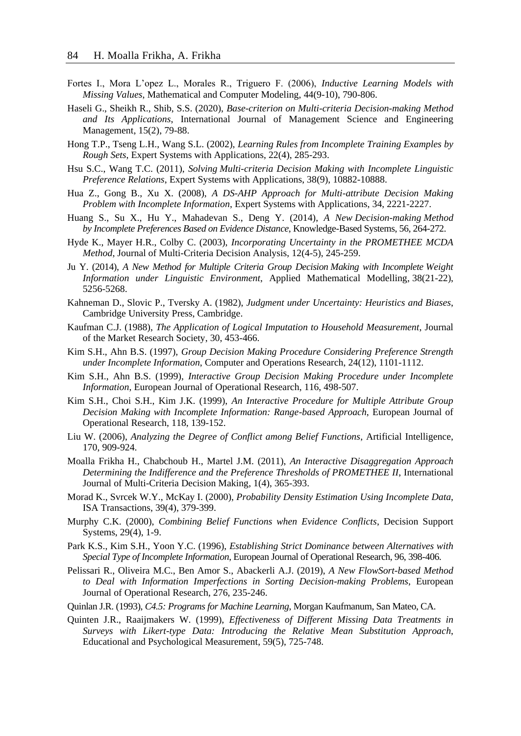Fortes I., Mora L'opez L., Morales R., Triguero F. (2006), *Inductive Learning Models with Missing Values*, Mathematical and Computer Modeling, 44(9-10), 790-806.

Haseli G., Sheikh R., Shib, S.S. (2020), *Base-criterion on Multi-criteria Decision-making Method and Its Applications*, International Journal of Management Science and Engineering Management, 15(2), 79-88.

Hong T.P., Tseng L.H., Wang S.L. (2002), *Learning Rules from Incomplete Training Examples by Rough Sets*, Expert Systems with Applications, 22(4), 285-293.

Hsu S.C., Wang T.C. (2011), *Solving Multi-criteria Decision Making with Incomplete Linguistic Preference Relations*, Expert Systems with Applications, 38(9), 10882-10888.

Hua Z., Gong B., Xu X. (2008), *A DS-AHP Approach for Multi-attribute Decision Making Problem with Incomplete Information*, Expert Systems with Applications, 34, 2221-2227.

Huang S., Su X., Hu Y., Mahadevan S., Deng Y. (2014), *A New Decision-making Method by Incomplete Preferences Based on Evidence Distance*, Knowledge-Based Systems, 56, 264-272.

Hyde K., Mayer H.R., Colby C. (2003), *Incorporating Uncertainty in the PROMETHEE MCDA Method*, Journal of Multi-Criteria Decision Analysis, 12(4-5), 245-259.

Ju Y. (2014), *A New Method for Multiple Criteria Group Decision Making with Incomplete Weight Information under Linguistic Environment*, Applied Mathematical Modelling, 38(21-22), 5256-5268.

Kahneman D., Slovic P., Tversky A. (1982), *Judgment under Uncertainty: Heuristics and Biases*, Cambridge University Press, Cambridge.

Kaufman C.J. (1988), *The Application of Logical Imputation to Household Measurement*, Journal of the Market Research Society, 30, 453-466.

Kim S.H., Ahn B.S. (1997), *Group Decision Making Procedure Considering Preference Strength under Incomplete Information*, Computer and Operations Research, 24(12), 1101-1112.

Kim S.H., Ahn B.S. (1999), *Interactive Group Decision Making Procedure under Incomplete Information*, European Journal of Operational Research, 116, 498-507.

Kim S.H., Choi S.H., Kim J.K. (1999), *An Interactive Procedure for Multiple Attribute Group Decision Making with Incomplete Information: Range-based Approach*, European Journal of Operational Research, 118, 139-152.

Liu W. (2006), *Analyzing the Degree of Conflict among Belief Functions*, Artificial Intelligence, 170, 909-924.

Moalla Frikha H., Chabchoub H., Martel J.M. (2011), *An Interactive Disaggregation Approach Determining the Indifference and the Preference Thresholds of PROMETHEE II*, International Journal of Multi-Criteria Decision Making, 1(4), 365-393.

Morad K., Svrcek W.Y., McKay I. (2000), *Probability Density Estimation Using Incomplete Data*, ISA Transactions, 39(4), 379-399.

Murphy C.K. (2000), *Combining Belief Functions when Evidence Conflicts*, Decision Support Systems, 29(4), 1-9.

Park K.S., Kim S.H., Yoon Y.C. (1996), *Establishing Strict Dominance between Alternatives with Special Type of Incomplete Information*, European Journal of Operational Research, 96, 398-406.

Pelissari R., Oliveira M.C., Ben Amor S., Abackerli A.J. (2019), *A New FlowSort-based Method to Deal with Information Imperfections in Sorting Decision-making Problems*, European Journal of Operational Research, 276, 235-246.

Quinlan J.R. (1993), *C4.5: Programs for Machine Learning*, Morgan Kaufmanum, San Mateo, CA.

Quinten J.R., Raaijmakers W. (1999), *Effectiveness of Different Missing Data Treatments in Surveys with Likert-type Data: Introducing the Relative Mean Substitution Approach*, Educational and Psychological Measurement, 59(5), 725-748.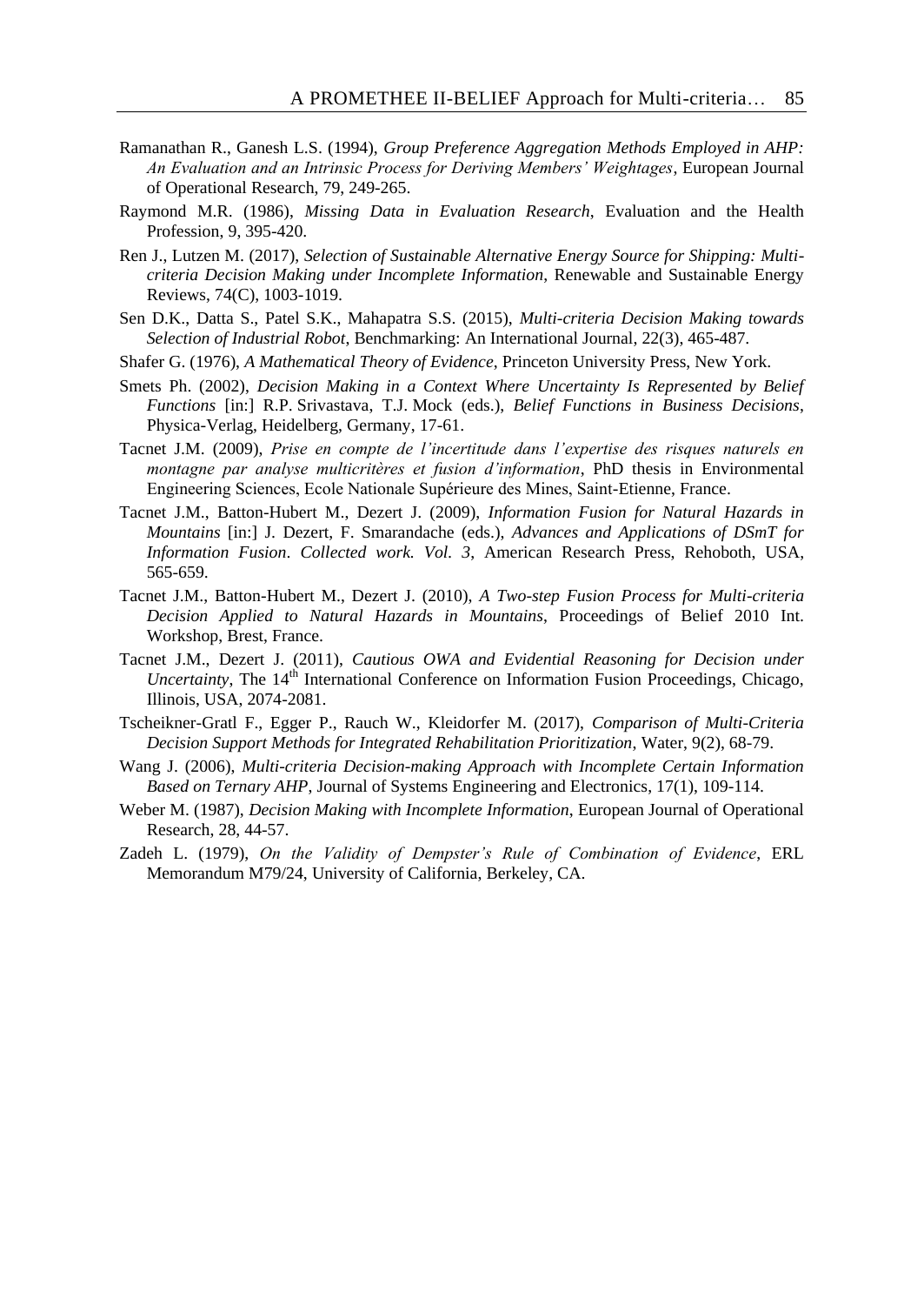Ramanathan R., Ganesh L.S. (1994), *Group Preference Aggregation Methods Employed in AHP: An Evaluation and an Intrinsic Process for Deriving Members' Weightages*, European Journal of Operational Research, 79, 249-265.

Raymond M.R. (1986), *Missing Data in Evaluation Research*, Evaluation and the Health Profession, 9, 395-420.

Ren J., Lutzen M. (2017), *Selection of Sustainable Alternative Energy Source for Shipping: Multi-criteria Decision Making under Incomplete Information*, Renewable and Sustainable Energy Reviews, 74(C), 1003-1019.

Sen D.K., Datta S., Patel S.K., Mahapatra S.S. (2015), *Multi-criteria Decision Making towards Selection of Industrial Robot*, Benchmarking: An International Journal, 22(3), 465-487.

Shafer G. (1976), *A Mathematical Theory of Evidence*, Princeton University Press, New York.

Smets Ph. (2002), *Decision Making in a Context Where Uncertainty Is Represented by Belief Functions* [in:] R.P. Srivastava, T.J. Mock (eds.), *Belief Functions in Business Decisions*, Physica-Verlag, Heidelberg, Germany, 17-61.

Tacnet J.M. (2009), *Prise en compte de l'incertitude dans l'expertise des risques naturels en montagne par analyse multicritères et fusion d'information*, PhD thesis in Environmental Engineering Sciences, Ecole Nationale Supérieure des Mines, Saint-Etienne, France.

Tacnet J.M., Batton-Hubert M., Dezert J. (2009), *Information Fusion for Natural Hazards in Mountains* [in:] J. Dezert, F. Smarandache (eds.), *Advances and Applications of DSmT for Information Fusion*. *Collected work. Vol. 3*, American Research Press, Rehoboth, USA, 565-659.

Tacnet J.M., Batton-Hubert M., Dezert J. (2010), *A Two-step Fusion Process for Multi-criteria Decision Applied to Natural Hazards in Mountains*, Proceedings of Belief 2010 Int. Workshop, Brest, France.

Tacnet J.M., Dezert J. (2011), *Cautious OWA and Evidential Reasoning for Decision under Uncertainty*, The 14th International Conference on Information Fusion Proceedings, Chicago, Illinois, USA, 2074-2081.

Tscheikner-Gratl F., Egger P., Rauch W., Kleidorfer M. (2017), *Comparison of Multi-Criteria Decision Support Methods for Integrated Rehabilitation Prioritization*, Water, 9(2), 68-79.

Wang J. (2006), *Multi-criteria Decision-making Approach with Incomplete Certain Information Based on Ternary AHP*, Journal of Systems Engineering and Electronics, 17(1), 109-114.

Weber M. (1987), *Decision Making with Incomplete Information*, European Journal of Operational Research, 28, 44-57.

Zadeh L. (1979), *On the Validity of Dempster's Rule of Combination of Evidence*, ERL Memorandum M79/24, University of California, Berkeley, CA.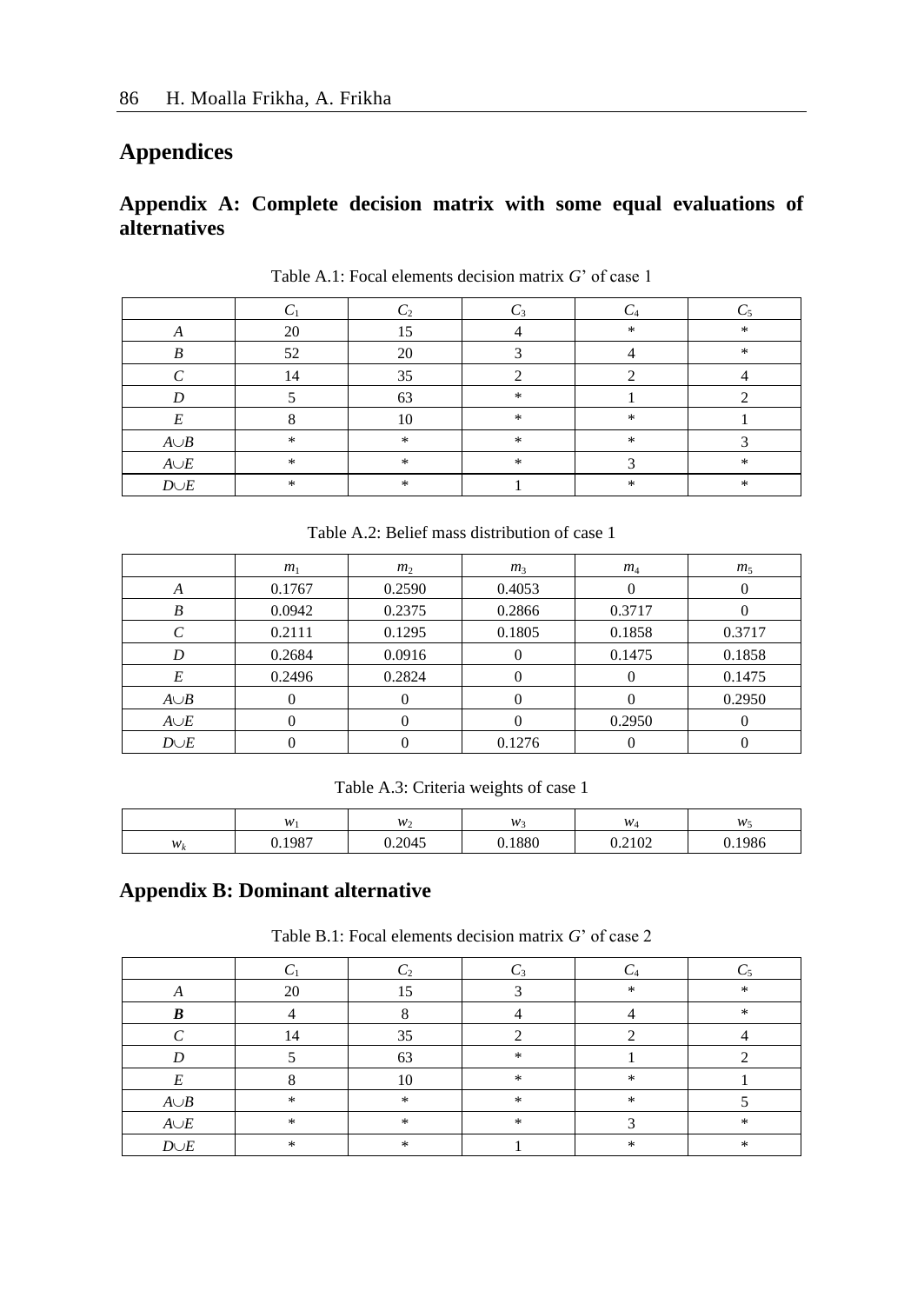# Appendices

## Appendix A: Complete decision matrix with some equal evaluations of alternatives

Table A.1: Focal elements decision matrix *G*' of case 1

| | $C_1$ | $C_2$ | $C_3$ | $C_4$ | $C_5$ |
|---|---|---|---|---|---|
| $A$ | 20 | 15 | 4 | * | * |
| $B$ | 52 | 20 | 3 | 4 | * |
| $C$ | 14 | 35 | 2 | 2 | 4 |
| $D$ | 5 | 63 | * | 1 | 2 |
| $E$ | 8 | 10 | * | * | 1 |
| $A \cup B$ | * | * | * | * | 3 |
| $A \cup E$ | * | * | * | 3 | * |
| $D \cup E$ | * | * | 1 | * | * |

Table A.2: Belief mass distribution of case 1

| | $m_1$ | $m_2$ | $m_3$ | $m_4$ | $m_5$ |
|---|---|---|---|---|---|
| $A$ | 0.1767 | 0.2590 | 0.4053 | 0 | 0 |
| $B$ | 0.0942 | 0.2375 | 0.2866 | 0.3717 | 0 |
| $C$ | 0.2111 | 0.1295 | 0.1805 | 0.1858 | 0.3717 |
| $D$ | 0.2684 | 0.0916 | 0 | 0.1475 | 0.1858 |
| $E$ | 0.2496 | 0.2824 | 0 | 0 | 0.1475 |
| $A \cup B$ | 0 | 0 | 0 | 0 | 0.2950 |
| $A \cup E$ | 0 | 0 | 0 | 0.2950 | 0 |
| $D \cup E$ | 0 | 0 | 0.1276 | 0 | 0 |

Table A.3: Criteria weights of case 1

| | $w_1$ | $w_2$ | $w_3$ | $w_4$ | $w_5$ |
|---|---|---|---|---|---|
| $w_k$ | 0.1987 | 0.2045 | 0.1880 | 0.2102 | 0.1986 |

## Appendix B: Dominant alternative

Table B.1: Focal elements decision matrix *G*' of case 2

| | $C_1$ | $C_2$ | $C_3$ | $C_4$ | $C_5$ |
|---|---|---|---|---|---|
| $A$ | 20 | 15 | 3 | * | * |
| $\boldsymbol{B}$ | 4 | 8 | 4 | 4 | * |
| $C$ | 14 | 35 | 2 | 2 | 4 |
| $D$ | 5 | 63 | * | 1 | 2 |
| $E$ | 8 | 10 | * | * | 1 |
| $A \cup B$ | * | * | * | * | 5 |
| $A \cup E$ | * | * | * | 3 | * |
| $D \cup E$ | * | * | 1 | * | * |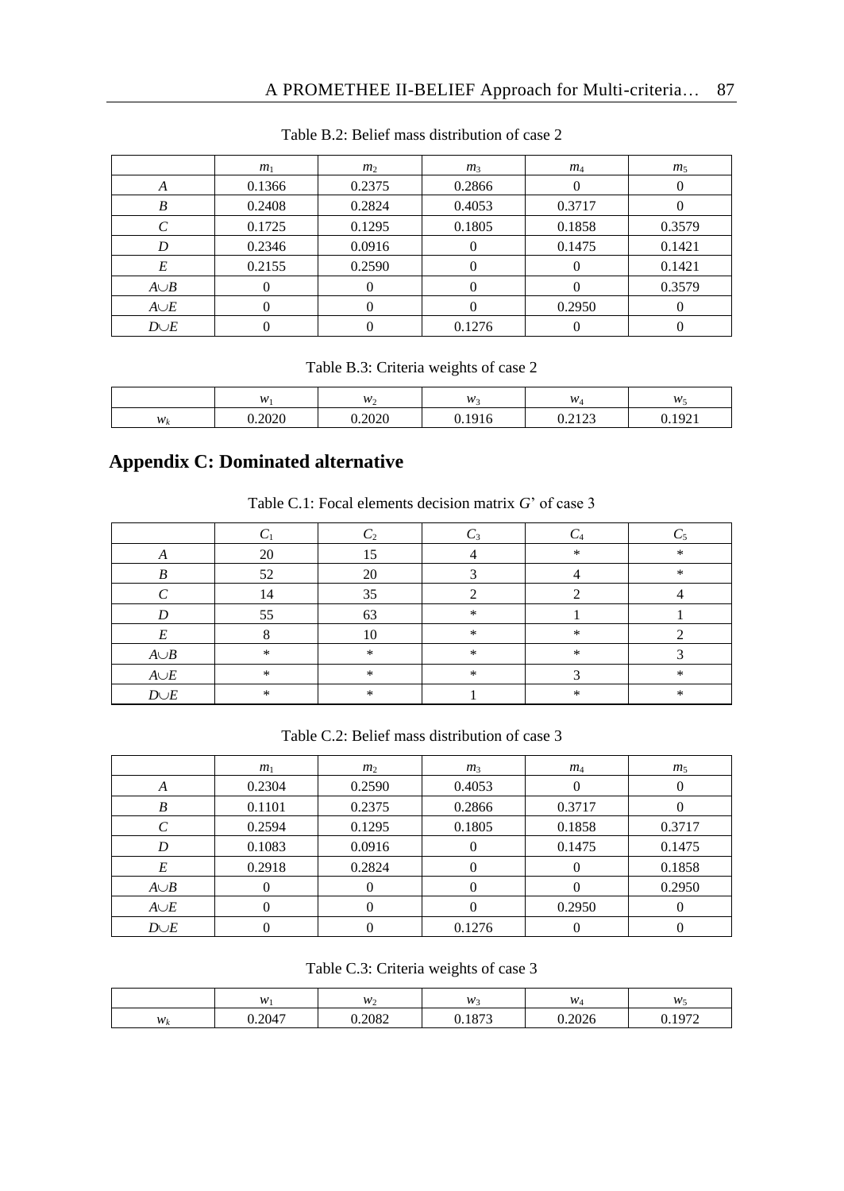Table B.2: Belief mass distribution of case 2

|  | $m_1$ | $m_2$ | $m_3$ | $m_4$ | $m_5$ |
|---|---|---|---|---|---|
| $A$ | 0.1366 | 0.2375 | 0.2866 | 0 | 0 |
| $B$ | 0.2408 | 0.2824 | 0.4053 | 0.3717 | 0 |
| $C$ | 0.1725 | 0.1295 | 0.1805 | 0.1858 | 0.3579 |
| $D$ | 0.2346 | 0.0916 | 0 | 0.1475 | 0.1421 |
| $E$ | 0.2155 | 0.2590 | 0 | 0 | 0.1421 |
| $A \cup B$ | 0 | 0 | 0 | 0 | 0.3579 |
| $A \cup E$ | 0 | 0 | 0 | 0.2950 | 0 |
| $D \cup E$ | 0 | 0 | 0.1276 | 0 | 0 |

Table B.3: Criteria weights of case 2

|  | $w_1$ | $w_2$ | $w_3$ | $w_4$ | $w_5$ |
|---|---|---|---|---|---|
| $w_k$ | 0.2020 | 0.2020 | 0.1916 | 0.2123 | 0.1921 |

## Appendix C: Dominated alternative

Table C.1: Focal elements decision matrix $G$' of case 3

|  | $C_1$ | $C_2$ | $C_3$ | $C_4$ | $C_5$ |
|---|---|---|---|---|---|
| $A$ | 20 | 15 | 4 | * | * |
| $B$ | 52 | 20 | 3 | 4 | * |
| $C$ | 14 | 35 | 2 | 2 | 4 |
| $D$ | 55 | 63 | * | 1 | 1 |
| $E$ | 8 | 10 | * | * | 2 |
| $A \cup B$ | * | * | * | * | 3 |
| $A \cup E$ | * | * | * | 3 | * |
| $D \cup E$ | * | * | 1 | * | * |

Table C.2: Belief mass distribution of case 3

|  | $m_1$ | $m_2$ | $m_3$ | $m_4$ | $m_5$ |
|---|---|---|---|---|---|
| $A$ | 0.2304 | 0.2590 | 0.4053 | 0 | 0 |
| $B$ | 0.1101 | 0.2375 | 0.2866 | 0.3717 | 0 |
| $C$ | 0.2594 | 0.1295 | 0.1805 | 0.1858 | 0.3717 |
| $D$ | 0.1083 | 0.0916 | 0 | 0.1475 | 0.1475 |
| $E$ | 0.2918 | 0.2824 | 0 | 0 | 0.1858 |
| $A \cup B$ | 0 | 0 | 0 | 0 | 0.2950 |
| $A \cup E$ | 0 | 0 | 0 | 0.2950 | 0 |
| $D \cup E$ | 0 | 0 | 0.1276 | 0 | 0 |

Table C.3: Criteria weights of case 3

|  | $w_1$ | $w_2$ | $w_3$ | $w_4$ | $w_5$ |
|---|---|---|---|---|---|
| $w_k$ | 0.2047 | 0.2082 | 0.1873 | 0.2026 | 0.1972 |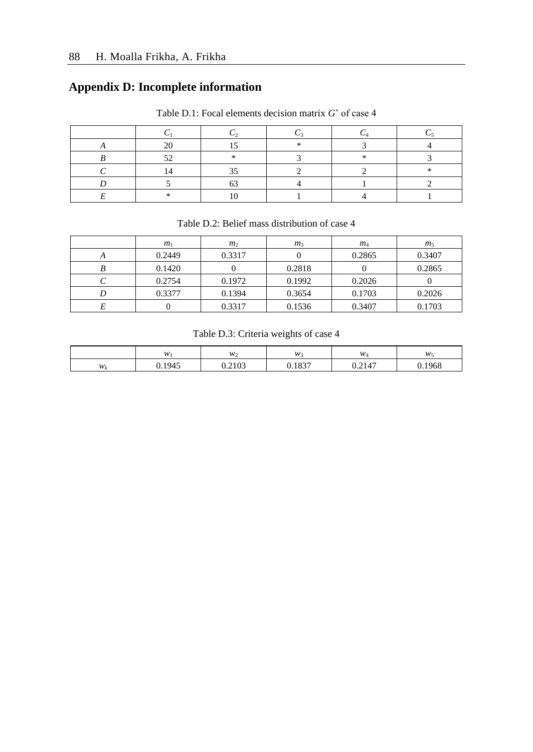## Appendix D: Incomplete information

Table D.1: Focal elements decision matrix $G$' of case 4

| | $C_1$ | $C_2$ | $C_3$ | $C_4$ | $C_5$ |
|---|---|---|---|---|---|
| $A$ | 20 | 15 | * | 3 | 4 |
| $B$ | 52 | * | 3 | * | 3 |
| $C$ | 14 | 35 | 2 | 2 | * |
| $D$ | 5 | 63 | 4 | 1 | 2 |
| $E$ | * | 10 | 1 | 4 | 1 |

Table D.2: Belief mass distribution of case 4

| | $m_1$ | $m_2$ | $m_3$ | $m_4$ | $m_5$ |
|---|---|---|---|---|---|
| $A$ | 0.2449 | 0.3317 | 0 | 0.2865 | 0.3407 |
| $B$ | 0.1420 | 0 | 0.2818 | 0 | 0.2865 |
| $C$ | 0.2754 | 0.1972 | 0.1992 | 0.2026 | 0 |
| $D$ | 0.3377 | 0.1394 | 0.3654 | 0.1703 | 0.2026 |
| $E$ | 0 | 0.3317 | 0.1536 | 0.3407 | 0.1703 |

Table D.3: Criteria weights of case 4

| | $w_1$ | $w_2$ | $w_3$ | $w_4$ | $w_5$ |
|---|---|---|---|---|---|
| $w_k$ | 0.1945 | 0.2103 | 0.1837 | 0.2147 | 0.1968 |